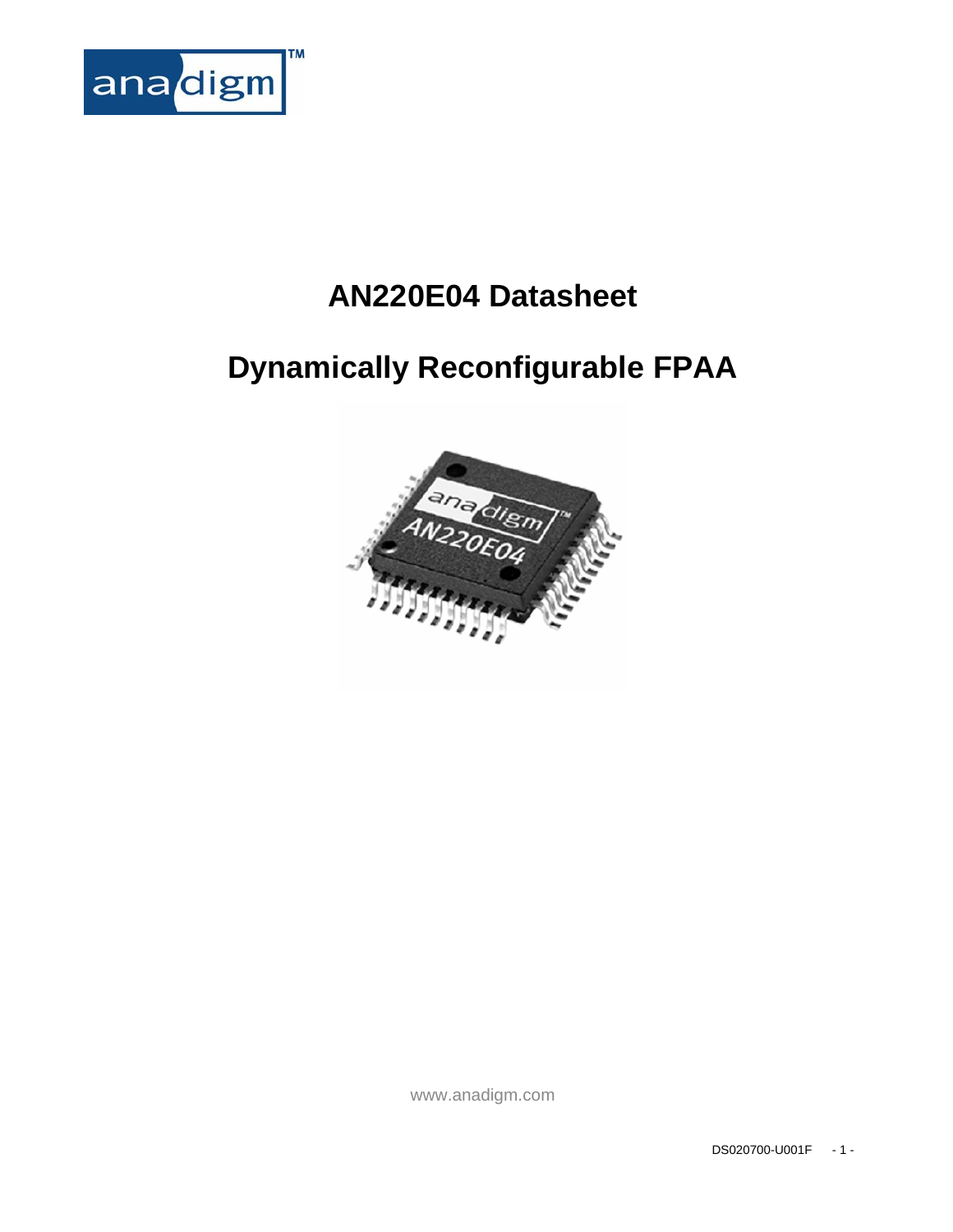# AN220E04 Datasheet

# Dynamically Reconfigurable FPAA

www.anadigm.com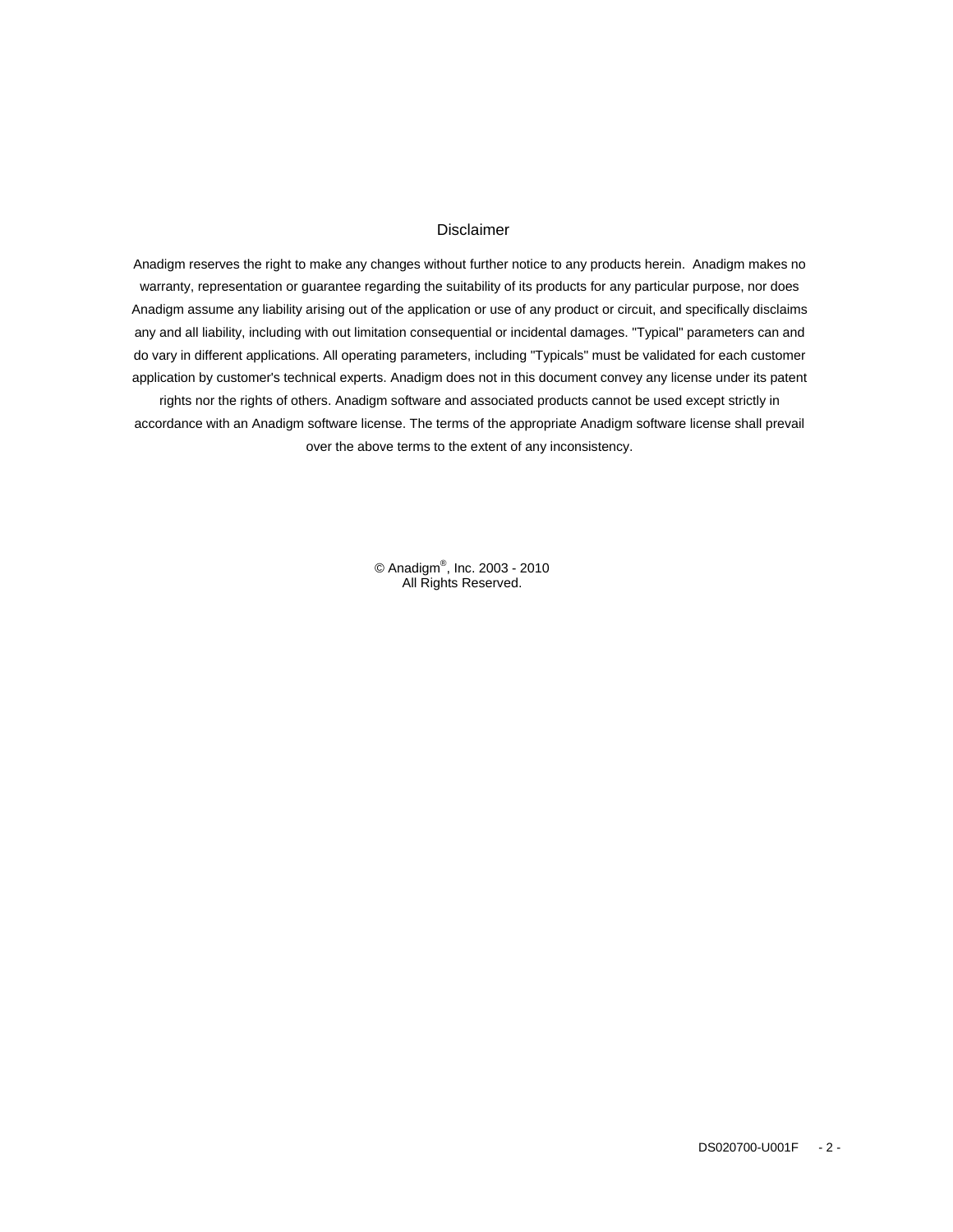## Disclaimer

Anadigm reserves the right to make any changes without further notice to any products herein. Anadigm makes no warranty, representation or guarantee regarding the suitability of its products for any particular purpose, nor does Anadigm assume any liability arising out of the application or use of any product or circuit, and specifically disclaims any and all liability, including with out limitation consequential or incidental damages. "Typical" parameters can and do vary in different applications. All operating parameters, including "Typicals" must be validated for each customer application by customer's technical experts. Anadigm does not in this document convey any license under its patent rights nor the rights of others. Anadigm software and associated products cannot be used except strictly in accordance with an Anadigm software license. The terms of the appropriate Anadigm software license shall prevail over the above terms to the extent of any inconsistency.

© Anadigm®, Inc. 2003 - 2010
All Rights Reserved.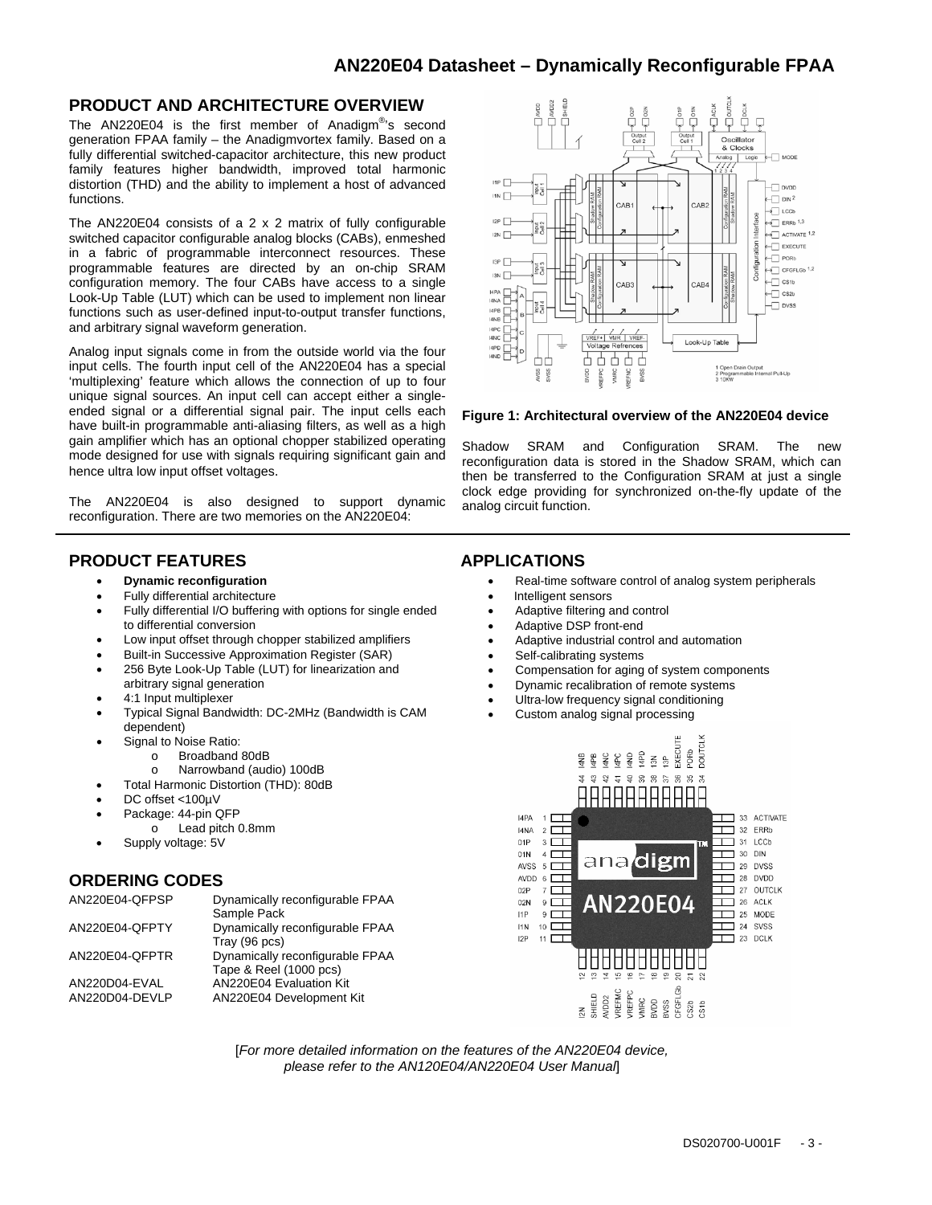## PRODUCT AND ARCHITECTURE OVERVIEW

The AN220E04 is the first member of Anadigm®'s second generation FPAA family – the Anadigmvortex family. Based on a fully differential switched-capacitor architecture, this new product family features higher bandwidth, improved total harmonic distortion (THD) and the ability to implement a host of advanced functions.

The AN220E04 consists of a 2 x 2 matrix of fully configurable switched capacitor configurable analog blocks (CABs), enmeshed in a fabric of programmable interconnect resources. These programmable features are directed by an on-chip SRAM configuration memory. The four CABs have access to a single Look-Up Table (LUT) which can be used to implement non linear functions such as user-defined input-to-output transfer functions, and arbitrary signal waveform generation.

Analog input signals come in from the outside world via the four input cells. The fourth input cell of the AN220E04 has a special 'multiplexing' feature which allows the connection of up to four unique signal sources. An input cell can accept either a single-ended signal or a differential signal pair. The input cells each have built-in programmable anti-aliasing filters, as well as a high gain amplifier which has an optional chopper stabilized operating mode designed for use with signals requiring significant gain and hence ultra low input offset voltages.

The AN220E04 is also designed to support dynamic reconfiguration. There are two memories on the AN220E04: Shadow SRAM and Configuration SRAM. The new reconfiguration data is stored in the Shadow SRAM, which can then be transferred to the Configuration SRAM at just a single clock edge providing for synchronized on-the-fly update of the analog circuit function.

**Figure 1: Architectural overview of the AN220E04 device**

## PRODUCT FEATURES

- **Dynamic reconfiguration**
- Fully differential architecture
- Fully differential I/O buffering with options for single ended to differential conversion
- Low input offset through chopper stabilized amplifiers
- Built-in Successive Approximation Register (SAR)
- 256 Byte Look-Up Table (LUT) for linearization and arbitrary signal generation
- 4:1 Input multiplexer
- Typical Signal Bandwidth: DC-2MHz (Bandwidth is CAM dependent)
- Signal to Noise Ratio:
  - Broadband 80dB
  - Narrowband (audio) 100dB
- Total Harmonic Distortion (THD): 80dB
- DC offset <100µV
- Package: 44-pin QFP
  - Lead pitch 0.8mm
- Supply voltage: 5V

## ORDERING CODES

| | |
|---|---|
| AN220E04-QFPSP | Dynamically reconfigurable FPAA Sample Pack |
| AN220E04-QFPTY | Dynamically reconfigurable FPAA Tray (96 pcs) |
| AN220E04-QFPTR | Dynamically reconfigurable FPAA Tape & Reel (1000 pcs) |
| AN220D04-EVAL | AN220E04 Evaluation Kit |
| AN220D04-DEVLP | AN220E04 Development Kit |

## APPLICATIONS

- Real-time software control of analog system peripherals
- Intelligent sensors
- Adaptive filtering and control
- Adaptive DSP front-end
- Adaptive industrial control and automation
- Self-calibrating systems
- Compensation for aging of system components
- Dynamic recalibration of remote systems
- Ultra-low frequency signal conditioning
- Custom analog signal processing

[*For more detailed information on the features of the AN220E04 device, please refer to the AN120E04/AN220E04 User Manual*]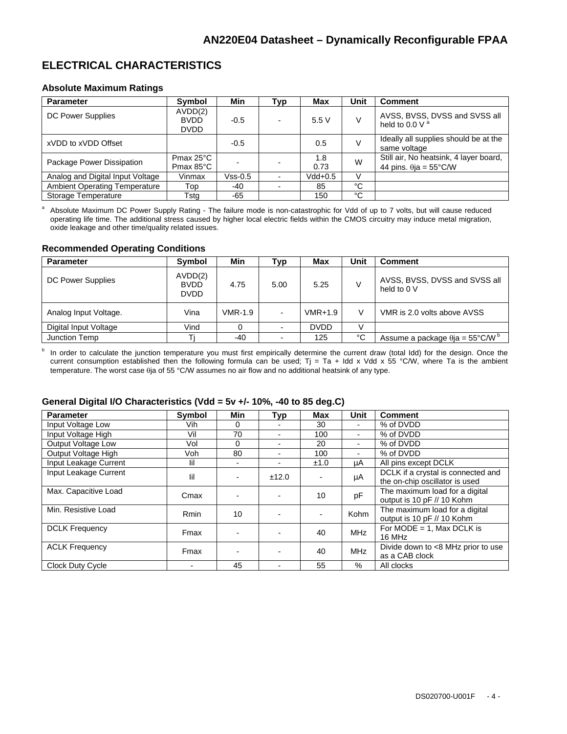## ELECTRICAL CHARACTERISTICS

### Absolute Maximum Ratings

| Parameter | Symbol | Min | Typ | Max | Unit | Comment |
|---|---|---|---|---|---|---|
| DC Power Supplies | AVDD(2) BVDD DVDD | -0.5 | - | 5.5 V | V | AVSS, BVSS, DVSS and SVSS all held to 0.0 V [a] |
| xVDD to xVDD Offset | | -0.5 | | 0.5 | V | Ideally all supplies should be at the same voltage |
| Package Power Dissipation | Pmax 25°C Pmax 85°C | - | - | 1.8 0.73 | W | Still air, No heatsink, 4 layer board, 44 pins. θja = 55°C/W |
| Analog and Digital Input Voltage | Vinmax | Vss-0.5 | - | Vdd+0.5 | V | |
| Ambient Operating Temperature | Top | -40 | - | 85 | °C | |
| Storage Temperature | Tstg | -65 | | 150 | °C | |

[a] Absolute Maximum DC Power Supply Rating - The failure mode is non-catastrophic for Vdd of up to 7 volts, but will cause reduced operating life time. The additional stress caused by higher local electric fields within the CMOS circuitry may induce metal migration, oxide leakage and other time/quality related issues.

### Recommended Operating Conditions

| Parameter | Symbol | Min | Typ | Max | Unit | Comment |
|---|---|---|---|---|---|---|
| DC Power Supplies | AVDD(2) BVDD DVDD | 4.75 | 5.00 | 5.25 | V | AVSS, BVSS, DVSS and SVSS all held to 0 V |
| Analog Input Voltage. | Vina | VMR-1.9 | - | VMR+1.9 | V | VMR is 2.0 volts above AVSS |
| Digital Input Voltage | Vind | 0 | - | DVDD | V | |
| Junction Temp | Tj | -40 | - | 125 | °C | Assume a package θja = 55°C/W [b] |

[b] In order to calculate the junction temperature you must first empirically determine the current draw (total Idd) for the design. Once the current consumption established then the following formula can be used; Tj = Ta + Idd x Vdd x 55 °C/W, where Ta is the ambient temperature. The worst case θja of 55 °C/W assumes no air flow and no additional heatsink of any type.

### General Digital I/O Characteristics (Vdd = 5v +/- 10%, -40 to 85 deg.C)

| Parameter | Symbol | Min | Typ | Max | Unit | Comment |
|---|---|---|---|---|---|---|
| Input Voltage Low | Vih | 0 | - | 30 | - | % of DVDD |
| Input Voltage High | Vil | 70 | - | 100 | - | % of DVDD |
| Output Voltage Low | Vol | 0 | - | 20 | - | % of DVDD |
| Output Voltage High | Voh | 80 | - | 100 | - | % of DVDD |
| Input Leakage Current | Iil | - | - | ±1.0 | µA | All pins except DCLK |
| Input Leakage Current | Iil | - | ±12.0 | - | µA | DCLK if a crystal is connected and the on-chip oscillator is used |
| Max. Capacitive Load | Cmax | - | - | 10 | pF | The maximum load for a digital output is 10 pF // 10 Kohm |
| Min. Resistive Load | Rmin | 10 | - | - | Kohm | The maximum load for a digital output is 10 pF // 10 Kohm |
| DCLK Frequency | Fmax | - | - | 40 | MHz | For MODE = 1, Max DCLK is 16 MHz |
| ACLK Frequency | Fmax | - | - | 40 | MHz | Divide down to <8 MHz prior to use as a CAB clock |
| Clock Duty Cycle | - | 45 | - | 55 | % | All clocks |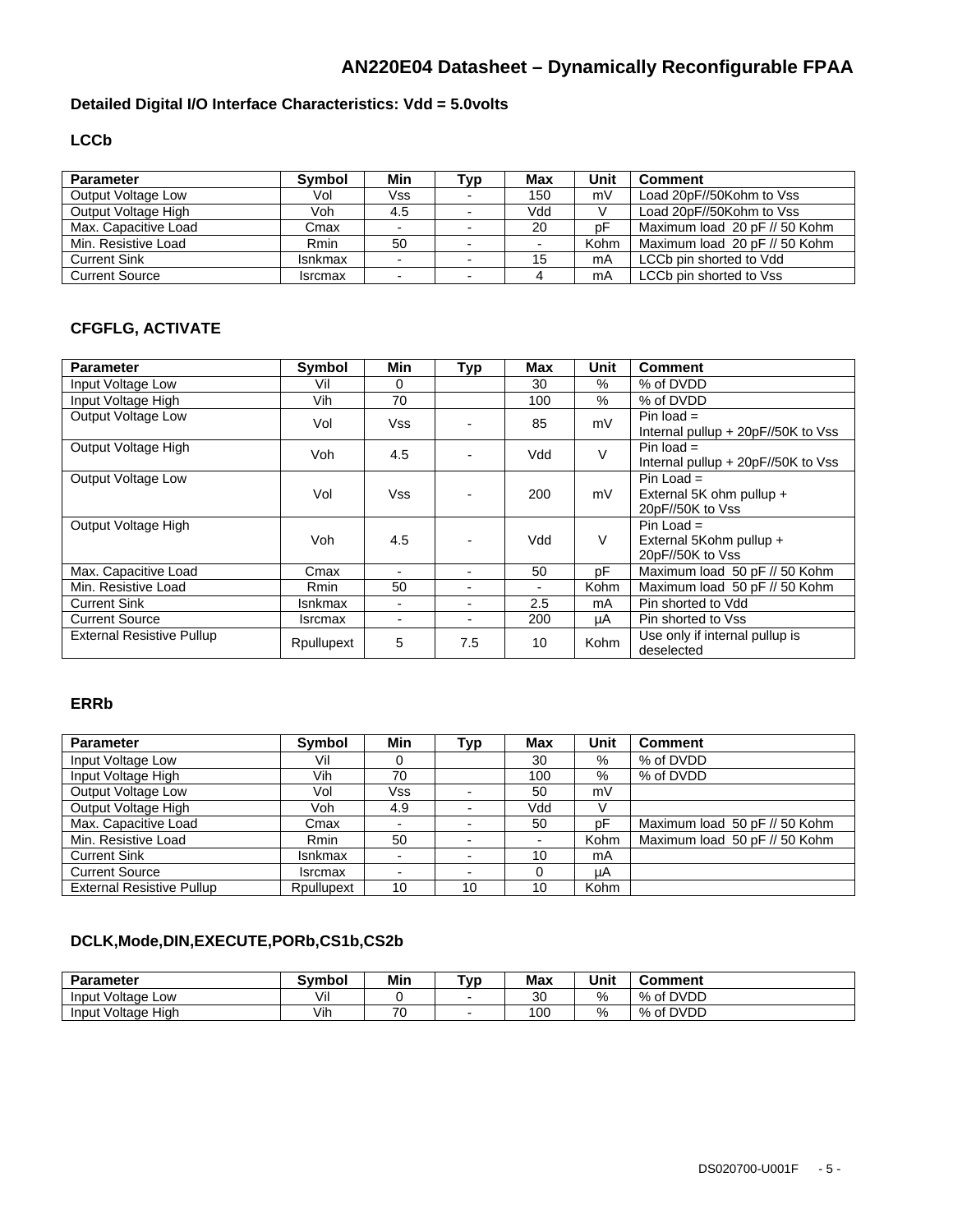## Detailed Digital I/O Interface Characteristics: Vdd = 5.0volts

### LCCb

| Parameter | Symbol | Min | Typ | Max | Unit | Comment |
|---|---|---|---|---|---|---|
| Output Voltage Low | Vol | Vss | - | 150 | mV | Load 20pF//50Kohm to Vss |
| Output Voltage High | Voh | 4.5 | - | Vdd | V | Load 20pF//50Kohm to Vss |
| Max. Capacitive Load | Cmax | - | - | 20 | pF | Maximum load 20 pF // 50 Kohm |
| Min. Resistive Load | Rmin | 50 | - | - | Kohm | Maximum load 20 pF // 50 Kohm |
| Current Sink | Isnkmax | - | - | 15 | mA | LCCb pin shorted to Vdd |
| Current Source | Isrcmax | - | - | 4 | mA | LCCb pin shorted to Vss |

### CFGFLG, ACTIVATE

| Parameter | Symbol | Min | Typ | Max | Unit | Comment |
|---|---|---|---|---|---|---|
| Input Voltage Low | Vil | 0 | | 30 | % | % of DVDD |
| Input Voltage High | Vih | 70 | | 100 | % | % of DVDD |
| Output Voltage Low | Vol | Vss | - | 85 | mV | Pin load = Internal pullup + 20pF//50K to Vss |
| Output Voltage High | Voh | 4.5 | - | Vdd | V | Pin load = Internal pullup + 20pF//50K to Vss |
| Output Voltage Low | Vol | Vss | - | 200 | mV | Pin Load = External 5K ohm pullup + 20pF//50K to Vss |
| Output Voltage High | Voh | 4.5 | - | Vdd | V | Pin Load = External 5Kohm pullup + 20pF//50K to Vss |
| Max. Capacitive Load | Cmax | - | - | 50 | pF | Maximum load 50 pF // 50 Kohm |
| Min. Resistive Load | Rmin | 50 | - | - | Kohm | Maximum load 50 pF // 50 Kohm |
| Current Sink | Isnkmax | - | - | 2.5 | mA | Pin shorted to Vdd |
| Current Source | Isrcmax | - | - | 200 | µA | Pin shorted to Vss |
| External Resistive Pullup | Rpullupext | 5 | 7.5 | 10 | Kohm | Use only if internal pullup is deselected |

### ERRb

| Parameter | Symbol | Min | Typ | Max | Unit | Comment |
|---|---|---|---|---|---|---|
| Input Voltage Low | Vil | 0 | | 30 | % | % of DVDD |
| Input Voltage High | Vih | 70 | | 100 | % | % of DVDD |
| Output Voltage Low | Vol | Vss | - | 50 | mV | |
| Output Voltage High | Voh | 4.9 | - | Vdd | V | |
| Max. Capacitive Load | Cmax | - | - | 50 | pF | Maximum load 50 pF // 50 Kohm |
| Min. Resistive Load | Rmin | 50 | - | - | Kohm | Maximum load 50 pF // 50 Kohm |
| Current Sink | Isnkmax | - | - | 10 | mA | |
| Current Source | Isrcmax | - | - | 0 | µA | |
| External Resistive Pullup | Rpullupext | 10 | 10 | 10 | Kohm | |

### DCLK,Mode,DIN,EXECUTE,PORb,CS1b,CS2b

| Parameter | Symbol | Min | Typ | Max | Unit | Comment |
|---|---|---|---|---|---|---|
| Input Voltage Low | Vil | 0 | - | 30 | % | % of DVDD |
| Input Voltage High | Vih | 70 | - | 100 | % | % of DVDD |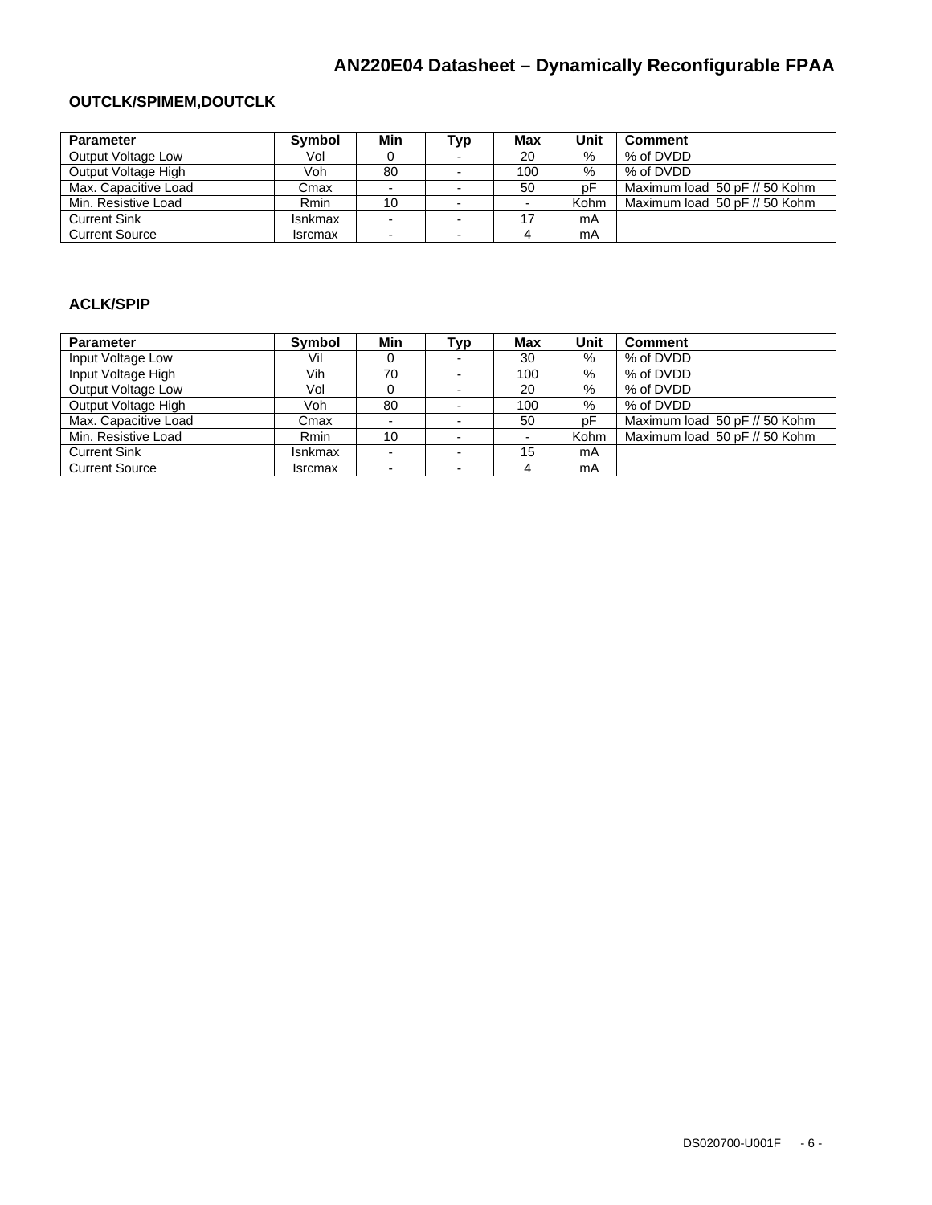### OUTCLK/SPIMEM,DOUTCLK

| Parameter | Symbol | Min | Typ | Max | Unit | Comment |
|---|---|---|---|---|---|---|
| Output Voltage Low | Vol | 0 | - | 20 | % | % of DVDD |
| Output Voltage High | Voh | 80 | - | 100 | % | % of DVDD |
| Max. Capacitive Load | Cmax | - | - | 50 | pF | Maximum load 50 pF // 50 Kohm |
| Min. Resistive Load | Rmin | 10 | - | - | Kohm | Maximum load 50 pF // 50 Kohm |
| Current Sink | Isnkmax | - | - | 17 | mA | |
| Current Source | Isrcmax | - | - | 4 | mA | |

### ACLK/SPIP

| Parameter | Symbol | Min | Typ | Max | Unit | Comment |
|---|---|---|---|---|---|---|
| Input Voltage Low | Vil | 0 | - | 30 | % | % of DVDD |
| Input Voltage High | Vih | 70 | - | 100 | % | % of DVDD |
| Output Voltage Low | Vol | 0 | - | 20 | % | % of DVDD |
| Output Voltage High | Voh | 80 | - | 100 | % | % of DVDD |
| Max. Capacitive Load | Cmax | - | - | 50 | pF | Maximum load 50 pF // 50 Kohm |
| Min. Resistive Load | Rmin | 10 | - | - | Kohm | Maximum load 50 pF // 50 Kohm |
| Current Sink | Isnkmax | - | - | 15 | mA | |
| Current Source | Isrcmax | - | - | 4 | mA | |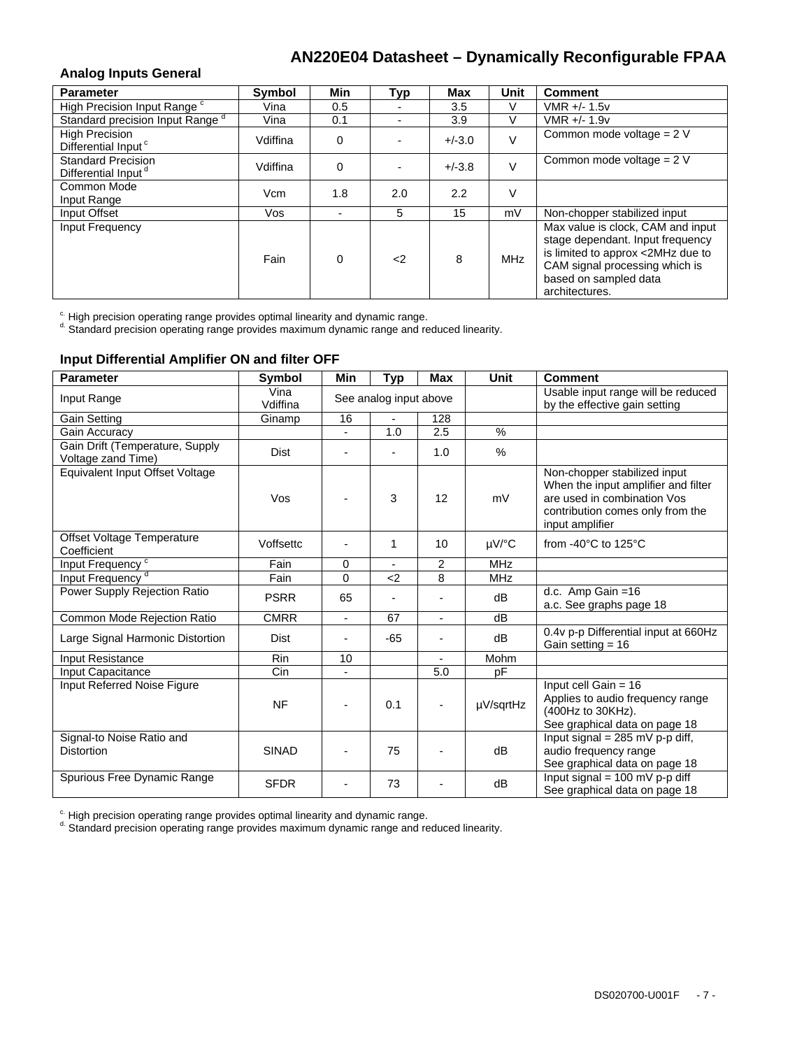## Analog Inputs General

| Parameter | Symbol | Min | Typ | Max | Unit | Comment |
|---|---|---|---|---|---|---|
| High Precision Input Range [c] | Vina | 0.5 | - | 3.5 | V | VMR +/- 1.5v |
| Standard precision Input Range [d] | Vina | 0.1 | - | 3.9 | V | VMR +/- 1.9v |
| High Precision Differential Input [c] | Vdiffina | 0 | - | +/-3.0 | V | Common mode voltage = 2 V |
| Standard Precision Differential Input [d] | Vdiffina | 0 | - | +/-3.8 | V | Common mode voltage = 2 V |
| Common Mode Input Range | Vcm | 1.8 | 2.0 | 2.2 | V | |
| Input Offset | Vos | - | 5 | 15 | mV | Non-chopper stabilized input |
| Input Frequency | Fain | 0 | <2 | 8 | MHz | Max value is clock, CAM and input stage dependant. Input frequency is limited to approx <2MHz due to CAM signal processing which is based on sampled data architectures. |

[c] High precision operating range provides optimal linearity and dynamic range.
[d] Standard precision operating range provides maximum dynamic range and reduced linearity.

## Input Differential Amplifier ON and filter OFF

| Parameter | Symbol | Min | Typ | Max | Unit | Comment |
|---|---|---|---|---|---|---|
| Input Range | Vina Vdiffina | See analog input above | | | | Usable input range will be reduced by the effective gain setting |
| Gain Setting | Ginamp | 16 | - | 128 | | |
| Gain Accuracy | | - | 1.0 | 2.5 | % | |
| Gain Drift (Temperature, Supply Voltage zand Time) | Dist | - | - | 1.0 | % | |
| Equivalent Input Offset Voltage | Vos | - | 3 | 12 | mV | Non-chopper stabilized input When the input amplifier and filter are used in combination Vos contribution comes only from the input amplifier |
| Offset Voltage Temperature Coefficient | Voffsettc | - | 1 | 10 | µV/°C | from -40°C to 125°C |
| Input Frequency [c] | Fain | 0 | - | 2 | MHz | |
| Input Frequency [d] | Fain | 0 | <2 | 8 | MHz | |
| Power Supply Rejection Ratio | PSRR | 65 | - | - | dB | d.c. Amp Gain =16<br>a.c. See graphs page 18 |
| Common Mode Rejection Ratio | CMRR | - | 67 | - | dB | |
| Large Signal Harmonic Distortion | Dist | - | -65 | - | dB | 0.4v p-p Differential input at 660Hz Gain setting = 16 |
| Input Resistance | Rin | 10 | | - | Mohm | |
| Input Capacitance | Cin | - | | 5.0 | pF | |
| Input Referred Noise Figure | NF | - | 0.1 | - | µV/sqrtHz | Input cell Gain = 16<br>Applies to audio frequency range (400Hz to 30KHz).<br>See graphical data on page 18 |
| Signal-to Noise Ratio and Distortion | SINAD | - | 75 | - | dB | Input signal = 285 mV p-p diff, audio frequency range<br>See graphical data on page 18 |
| Spurious Free Dynamic Range | SFDR | - | 73 | - | dB | Input signal = 100 mV p-p diff<br>See graphical data on page 18 |

[c] High precision operating range provides optimal linearity and dynamic range.
[d] Standard precision operating range provides maximum dynamic range and reduced linearity.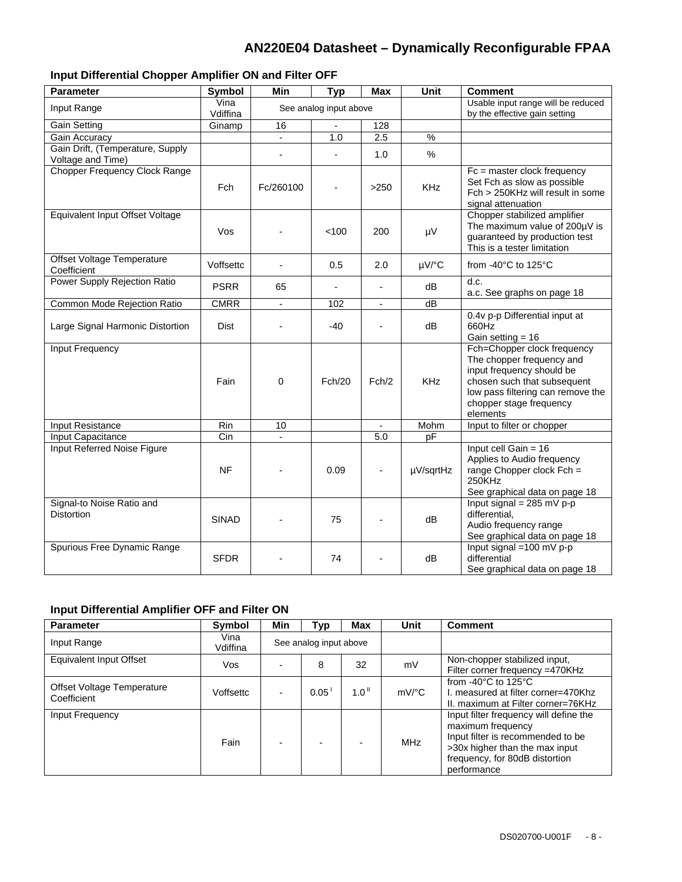### Input Differential Chopper Amplifier ON and Filter OFF

| Parameter | Symbol | Min | Typ | Max | Unit | Comment |
|---|---|---|---|---|---|---|
| Input Range | Vina Vdiffina | See analog input above | | | | Usable input range will be reduced by the effective gain setting |
| Gain Setting | Ginamp | 16 | - | 128 | | |
| Gain Accuracy | | - | 1.0 | 2.5 | % | |
| Gain Drift, (Temperature, Supply Voltage and Time) | | - | - | 1.0 | % | |
| Chopper Frequency Clock Range | Fch | Fc/260100 | - | >250 | KHz | Fc = master clock frequency Set Fch as slow as possible Fch > 250KHz will result in some signal attenuation |
| Equivalent Input Offset Voltage | Vos | - | <100 | 200 | µV | Chopper stabilized amplifier The maximum value of 200µV is guaranteed by production test This is a tester limitation |
| Offset Voltage Temperature Coefficient | Voffsettc | - | 0.5 | 2.0 | µV/°C | from -40°C to 125°C |
| Power Supply Rejection Ratio | PSRR | 65 | - | - | dB | d.c. a.c. See graphs on page 18 |
| Common Mode Rejection Ratio | CMRR | - | 102 | - | dB | |
| Large Signal Harmonic Distortion | Dist | - | -40 | - | dB | 0.4v p-p Differential input at 660Hz Gain setting = 16 |
| Input Frequency | Fain | 0 | Fch/20 | Fch/2 | KHz | Fch=Chopper clock frequency The chopper frequency and input frequency should be chosen such that subsequent low pass filtering can remove the chopper stage frequency elements |
| Input Resistance | Rin | 10 | | - | Mohm | Input to filter or chopper |
| Input Capacitance | Cin | - | | 5.0 | pF | |
| Input Referred Noise Figure | NF | - | 0.09 | - | µV/sqrtHz | Input cell Gain = 16 Applies to Audio frequency range Chopper clock Fch = 250KHz See graphical data on page 18 |
| Signal-to Noise Ratio and Distortion | SINAD | - | 75 | - | dB | Input signal = 285 mV p-p differential, Audio frequency range See graphical data on page 18 |
| Spurious Free Dynamic Range | SFDR | - | 74 | - | dB | Input signal =100 mV p-p differential See graphical data on page 18 |

### Input Differential Amplifier OFF and Filter ON

| Parameter | Symbol | Min | Typ | Max | Unit | Comment |
|---|---|---|---|---|---|---|
| Input Range | Vina Vdiffina | See analog input above | | | | |
| Equivalent Input Offset | Vos | - | 8 | 32 | mV | Non-chopper stabilized input, Filter corner frequency =470KHz |
| Offset Voltage Temperature Coefficient | Voffsettc | - | 0.05 [I] | 1.0 [II] | mV/°C | from -40°C to 125°C I. measured at filter corner=470Khz II. maximum at Filter corner=76KHz |
| Input Frequency | Fain | - | - | - | MHz | Input filter frequency will define the maximum frequency Input filter is recommended to be >30x higher than the max input frequency, for 80dB distortion performance |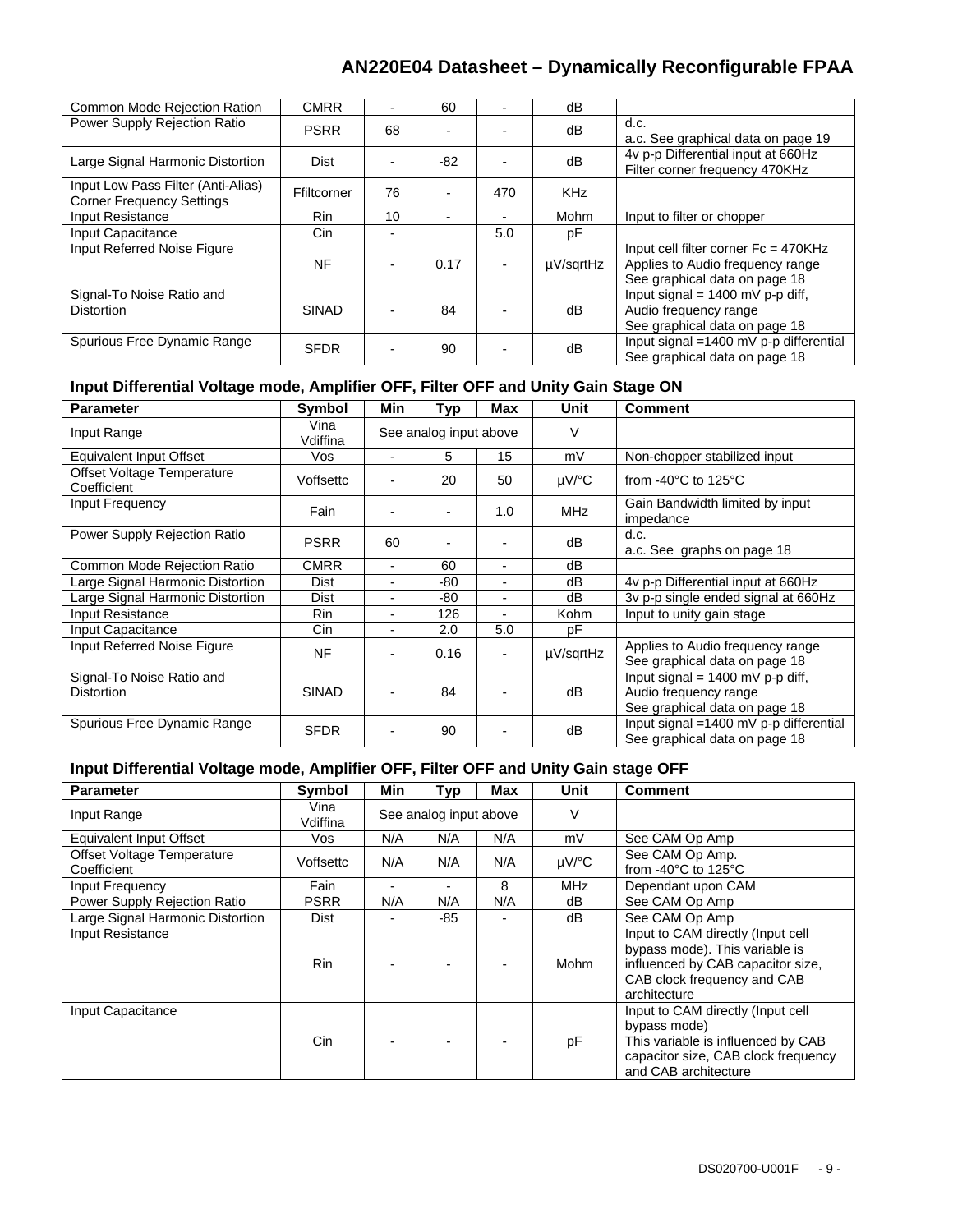| | | | | | | |
|---|---|---|---|---|---|---|
| Common Mode Rejection Ration | CMRR | - | 60 | - | dB | |
| Power Supply Rejection Ratio | PSRR | 68 | - | - | dB | d.c.<br>a.c. See graphical data on page 19 |
| Large Signal Harmonic Distortion | Dist | - | -82 | - | dB | 4v p-p Differential input at 660Hz Filter corner frequency 470KHz |
| Input Low Pass Filter (Anti-Alias) Corner Frequency Settings | Ffiltcorner | 76 | - | 470 | KHz | |
| Input Resistance | Rin | 10 | - | - | Mohm | Input to filter or chopper |
| Input Capacitance | Cin | - | | 5.0 | pF | |
| Input Referred Noise Figure | NF | - | 0.17 | - | µV/sqrtHz | Input cell filter corner Fc = 470KHz Applies to Audio frequency range See graphical data on page 18 |
| Signal-To Noise Ratio and Distortion | SINAD | - | 84 | - | dB | Input signal = 1400 mV p-p diff, Audio frequency range See graphical data on page 18 |
| Spurious Free Dynamic Range | SFDR | - | 90 | - | dB | Input signal =1400 mV p-p differential See graphical data on page 18 |

### Input Differential Voltage mode, Amplifier OFF, Filter OFF and Unity Gain Stage ON

| Parameter | Symbol | Min | Typ | Max | Unit | Comment |
|---|---|---|---|---|---|---|
| Input Range | Vina Vdiffina | See analog input above | | | V | |
| Equivalent Input Offset | Vos | - | 5 | 15 | mV | Non-chopper stabilized input |
| Offset Voltage Temperature Coefficient | Voffsettc | - | 20 | 50 | µV/°C | from -40°C to 125°C |
| Input Frequency | Fain | - | - | 1.0 | MHz | Gain Bandwidth limited by input impedance |
| Power Supply Rejection Ratio | PSRR | 60 | - | - | dB | d.c.<br>a.c. See graphs on page 18 |
| Common Mode Rejection Ratio | CMRR | - | 60 | - | dB | |
| Large Signal Harmonic Distortion | Dist | - | -80 | - | dB | 4v p-p Differential input at 660Hz |
| Large Signal Harmonic Distortion | Dist | - | -80 | - | dB | 3v p-p single ended signal at 660Hz |
| Input Resistance | Rin | - | 126 | - | Kohm | Input to unity gain stage |
| Input Capacitance | Cin | - | 2.0 | 5.0 | pF | |
| Input Referred Noise Figure | NF | - | 0.16 | - | µV/sqrtHz | Applies to Audio frequency range See graphical data on page 18 |
| Signal-To Noise Ratio and Distortion | SINAD | - | 84 | - | dB | Input signal = 1400 mV p-p diff, Audio frequency range See graphical data on page 18 |
| Spurious Free Dynamic Range | SFDR | - | 90 | - | dB | Input signal =1400 mV p-p differential See graphical data on page 18 |

### Input Differential Voltage mode, Amplifier OFF, Filter OFF and Unity Gain stage OFF

| Parameter | Symbol | Min | Typ | Max | Unit | Comment |
|---|---|---|---|---|---|---|
| Input Range | Vina Vdiffina | See analog input above | | | V | |
| Equivalent Input Offset | Vos | N/A | N/A | N/A | mV | See CAM Op Amp |
| Offset Voltage Temperature Coefficient | Voffsettc | N/A | N/A | N/A | µV/°C | See CAM Op Amp. from -40°C to 125°C |
| Input Frequency | Fain | - | - | 8 | MHz | Dependant upon CAM |
| Power Supply Rejection Ratio | PSRR | N/A | N/A | N/A | dB | See CAM Op Amp |
| Large Signal Harmonic Distortion | Dist | - | -85 | - | dB | See CAM Op Amp |
| Input Resistance | Rin | - | - | - | Mohm | Input to CAM directly (Input cell bypass mode). This variable is influenced by CAB capacitor size, CAB clock frequency and CAB architecture |
| Input Capacitance | Cin | - | - | - | pF | Input to CAM directly (Input cell bypass mode) This variable is influenced by CAB capacitor size, CAB clock frequency and CAB architecture |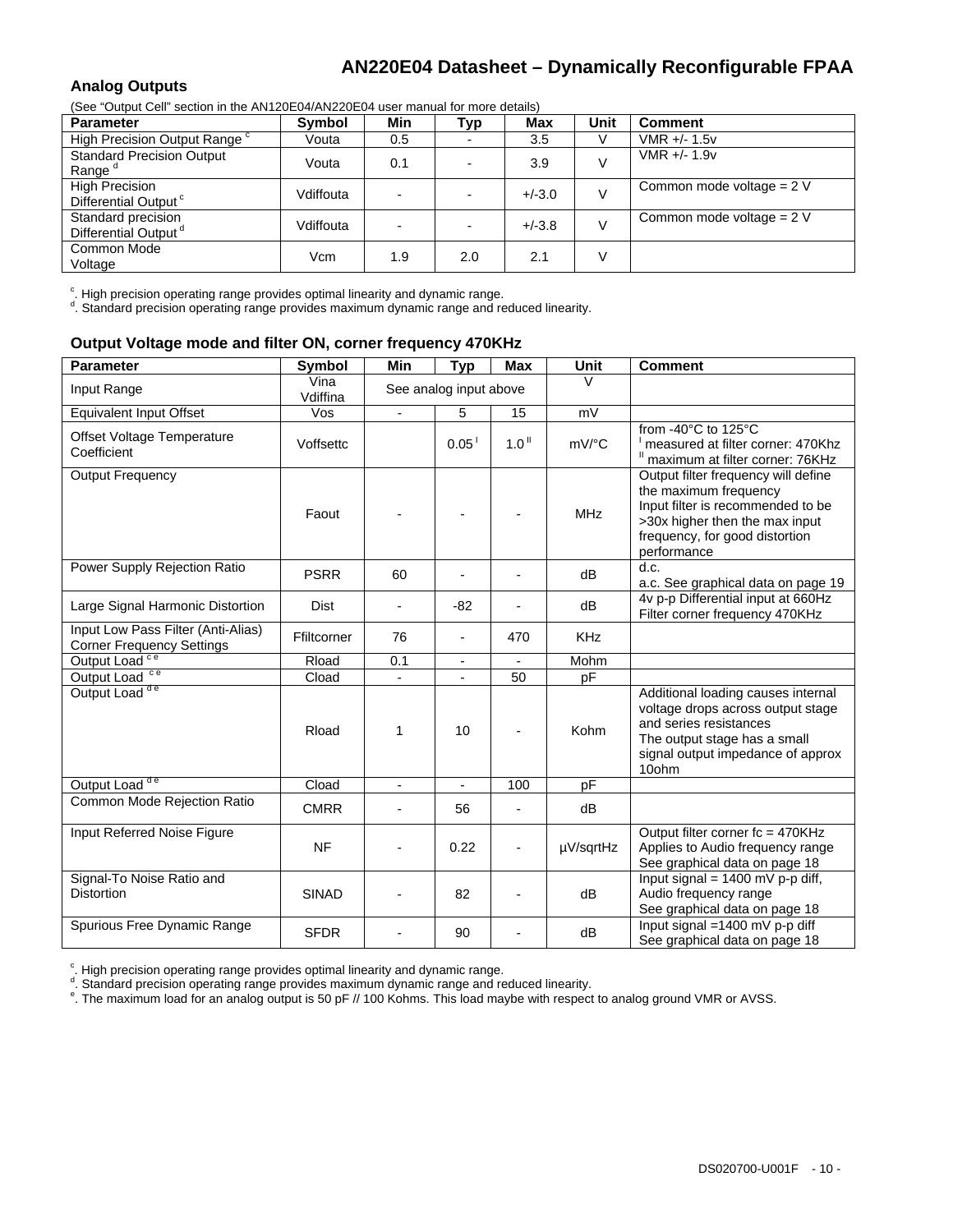## Analog Outputs

(See "Output Cell" section in the AN120E04/AN220E04 user manual for more details)

| Parameter | Symbol | Min | Typ | Max | Unit | Comment |
|---|---|---|---|---|---|---|
| High Precision Output Range [c] | Vouta | 0.5 | - | 3.5 | V | VMR +/- 1.5v |
| Standard Precision Output Range [d] | Vouta | 0.1 | - | 3.9 | V | VMR +/- 1.9v |
| High Precision Differential Output [c] | Vdiffouta | - | - | +/-3.0 | V | Common mode voltage = 2 V |
| Standard precision Differential Output [d] | Vdiffouta | - | - | +/-3.8 | V | Common mode voltage = 2 V |
| Common Mode Voltage | Vcm | 1.9 | 2.0 | 2.1 | V | |

[c]. High precision operating range provides optimal linearity and dynamic range.
[d]. Standard precision operating range provides maximum dynamic range and reduced linearity.

### Output Voltage mode and filter ON, corner frequency 470KHz

| Parameter | Symbol | Min | Typ | Max | Unit | Comment |
|---|---|---|---|---|---|---|
| Input Range | Vina Vdiffina | See analog input above | | | V | |
| Equivalent Input Offset | Vos | - | 5 | 15 | mV | |
| Offset Voltage Temperature Coefficient | Voffsettc | | 0.05 [I] | 1.0 [II] | mV/°C | from -40°C to 125°C [I] measured at filter corner: 470Khz [II] maximum at filter corner: 76KHz |
| Output Frequency | Faout | - | - | - | MHz | Output filter frequency will define the maximum frequency Input filter is recommended to be >30x higher then the max input frequency, for good distortion performance |
| Power Supply Rejection Ratio | PSRR | 60 | - | - | dB | d.c. a.c. See graphical data on page 19 |
| Large Signal Harmonic Distortion | Dist | - | -82 | - | dB | 4v p-p Differential input at 660Hz Filter corner frequency 470KHz |
| Input Low Pass Filter (Anti-Alias) Corner Frequency Settings | Ffiltcorner | 76 | - | 470 | KHz | |
| Output Load [c e] | Rload | 0.1 | - | - | Mohm | |
| Output Load [c e] | Cload | - | - | 50 | pF | |
| Output Load [d e] | Rload | 1 | 10 | - | Kohm | Additional loading causes internal voltage drops across output stage and series resistances The output stage has a small signal output impedance of approx 10ohm |
| Output Load [d e] | Cload | - | - | 100 | pF | |
| Common Mode Rejection Ratio | CMRR | - | 56 | - | dB | |
| Input Referred Noise Figure | NF | - | 0.22 | - | µV/sqrtHz | Output filter corner fc = 470KHz Applies to Audio frequency range See graphical data on page 18 |
| Signal-To Noise Ratio and Distortion | SINAD | - | 82 | - | dB | Input signal = 1400 mV p-p diff, Audio frequency range See graphical data on page 18 |
| Spurious Free Dynamic Range | SFDR | - | 90 | - | dB | Input signal =1400 mV p-p diff See graphical data on page 18 |

[c]. High precision operating range provides optimal linearity and dynamic range.
[d]. Standard precision operating range provides maximum dynamic range and reduced linearity.
[e]. The maximum load for an analog output is 50 pF // 100 Kohms. This load maybe with respect to analog ground VMR or AVSS.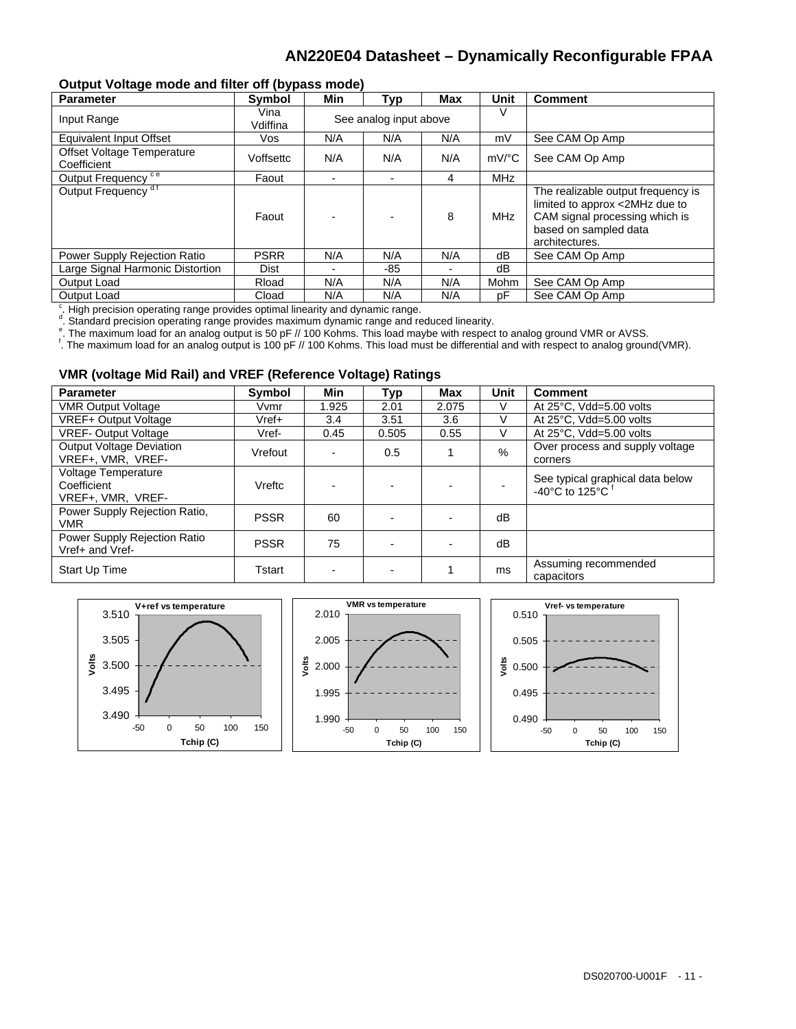### Output Voltage mode and filter off (bypass mode)

| Parameter | Symbol | Min | Typ | Max | Unit | Comment |
|---|---|---|---|---|---|---|
| Input Range | Vina Vdiffina | See analog input above | | | V | |
| Equivalent Input Offset | Vos | N/A | N/A | N/A | mV | See CAM Op Amp |
| Offset Voltage Temperature Coefficient | Voffsettc | N/A | N/A | N/A | mV/°C | See CAM Op Amp |
| Output Frequency [c e] | Faout | - | - | 4 | MHz | |
| Output Frequency [d f] | Faout | - | - | 8 | MHz | The realizable output frequency is limited to approx <2MHz due to CAM signal processing which is based on sampled data architectures. |
| Power Supply Rejection Ratio | PSRR | N/A | N/A | N/A | dB | See CAM Op Amp |
| Large Signal Harmonic Distortion | Dist | - | -85 | - | dB | |
| Output Load | Rload | N/A | N/A | N/A | Mohm | See CAM Op Amp |
| Output Load | Cload | N/A | N/A | N/A | pF | See CAM Op Amp |

[c]. High precision operating range provides optimal linearity and dynamic range.
[d]. Standard precision operating range provides maximum dynamic range and reduced linearity.
[e]. The maximum load for an analog output is 50 pF // 100 Kohms. This load maybe with respect to analog ground VMR or AVSS.
[f]. The maximum load for an analog output is 100 pF // 100 Kohms. This load must be differential and with respect to analog ground(VMR).

### VMR (voltage Mid Rail) and VREF (Reference Voltage) Ratings

| Parameter | Symbol | Min | Typ | Max | Unit | Comment |
|---|---|---|---|---|---|---|
| VMR Output Voltage | Vvmr | 1.925 | 2.01 | 2.075 | V | At 25°C, Vdd=5.00 volts |
| VREF+ Output Voltage | Vref+ | 3.4 | 3.51 | 3.6 | V | At 25°C, Vdd=5.00 volts |
| VREF- Output Voltage | Vref- | 0.45 | 0.505 | 0.55 | V | At 25°C, Vdd=5.00 volts |
| Output Voltage Deviation VREF+, VMR, VREF- | Vrefout | - | 0.5 | 1 | % | Over process and supply voltage corners |
| Voltage Temperature Coefficient VREF+, VMR, VREF- | Vreftc | - | - | - | - | See typical graphical data below -40°C to 125°C [f] |
| Power Supply Rejection Ratio, VMR | PSSR | 60 | - | - | dB | |
| Power Supply Rejection Ratio Vref+ and Vref- | PSSR | 75 | - | - | dB | |
| Start Up Time | Tstart | - | - | 1 | ms | Assuming recommended capacitors |

V+ref vs temperature

VMR vs temperature

Vref- vs temperature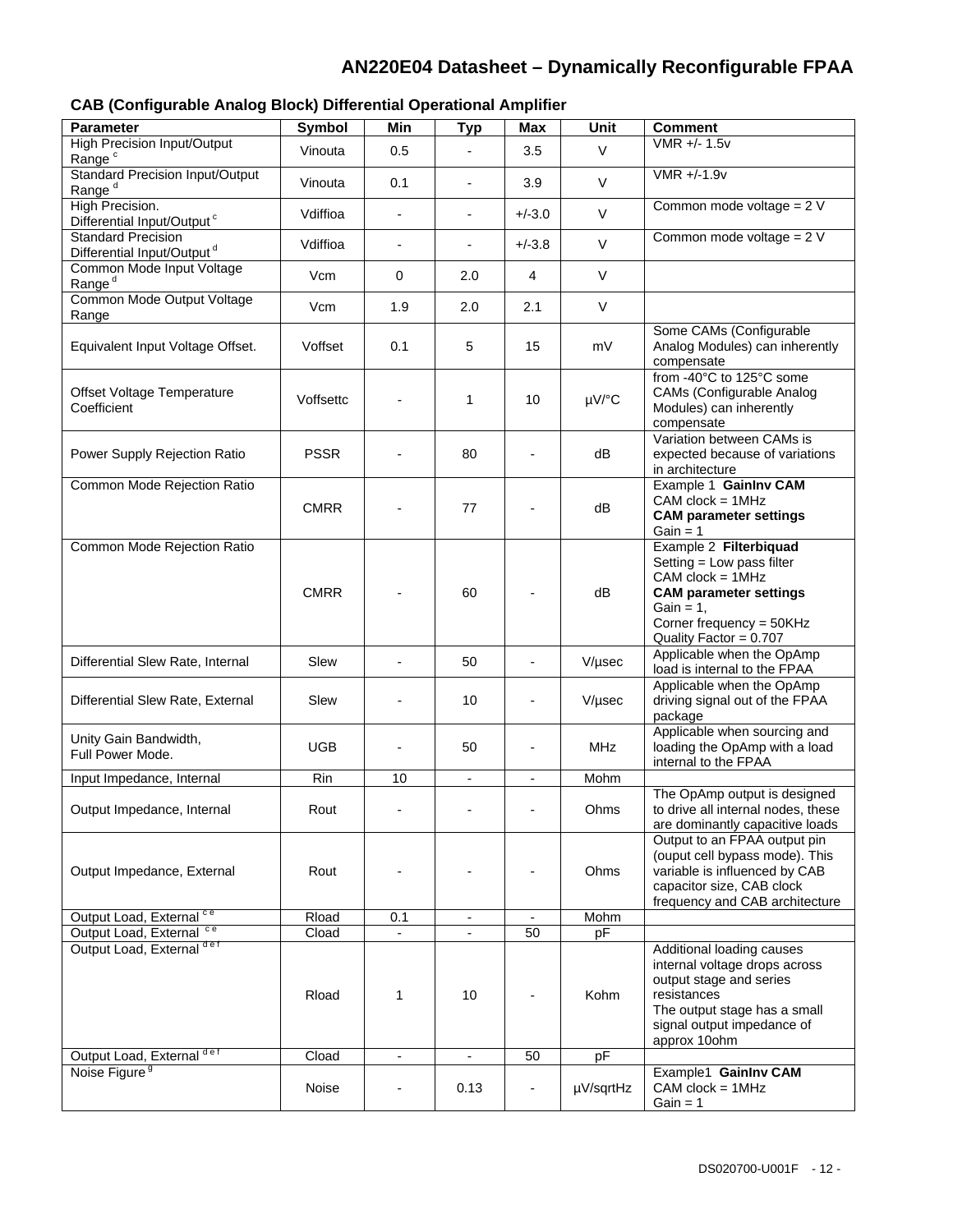### CAB (Configurable Analog Block) Differential Operational Amplifier

| Parameter | Symbol | Min | Typ | Max | Unit | Comment |
|---|---|---|---|---|---|---|
| High Precision Input/Output Range [c] | Vinouta | 0.5 | - | 3.5 | V | VMR +/- 1.5v |
| Standard Precision Input/Output Range [d] | Vinouta | 0.1 | - | 3.9 | V | VMR +/-1.9v |
| High Precision. Differential Input/Output [c] | Vdiffioa | - | - | +/-3.0 | V | Common mode voltage = 2 V |
| Standard Precision Differential Input/Output [d] | Vdiffioa | - | - | +/-3.8 | V | Common mode voltage = 2 V |
| Common Mode Input Voltage Range [d] | Vcm | 0 | 2.0 | 4 | V | |
| Common Mode Output Voltage Range | Vcm | 1.9 | 2.0 | 2.1 | V | |
| Equivalent Input Voltage Offset. | Voffset | 0.1 | 5 | 15 | mV | Some CAMs (Configurable Analog Modules) can inherently compensate |
| Offset Voltage Temperature Coefficient | Voffsettc | - | 1 | 10 | µV/°C | from -40°C to 125°C some CAMs (Configurable Analog Modules) can inherently compensate |
| Power Supply Rejection Ratio | PSSR | - | 80 | - | dB | Variation between CAMs is expected because of variations in architecture |
| Common Mode Rejection Ratio | CMRR | - | 77 | - | dB | Example 1 **GainInv CAM** CAM clock = 1MHz **CAM parameter settings** Gain = 1 |
| Common Mode Rejection Ratio | CMRR | - | 60 | - | dB | Example 2 **Filterbiquad** Setting = Low pass filter CAM clock = 1MHz **CAM parameter settings** Gain = 1, Corner frequency = 50KHz Quality Factor = 0.707 |
| Differential Slew Rate, Internal | Slew | - | 50 | - | V/µsec | Applicable when the OpAmp load is internal to the FPAA |
| Differential Slew Rate, External | Slew | - | 10 | - | V/µsec | Applicable when the OpAmp driving signal out of the FPAA package |
| Unity Gain Bandwidth, Full Power Mode. | UGB | - | 50 | - | MHz | Applicable when sourcing and loading the OpAmp with a load internal to the FPAA |
| Input Impedance, Internal | Rin | 10 | - | - | Mohm | |
| Output Impedance, Internal | Rout | - | - | - | Ohms | The OpAmp output is designed to drive all internal nodes, these are dominantly capacitive loads |
| Output Impedance, External | Rout | - | - | - | Ohms | Output to an FPAA output pin (ouput cell bypass mode). This variable is influenced by CAB capacitor size, CAB clock frequency and CAB architecture |
| Output Load, External [c e] | Rload | 0.1 | - | - | Mohm | |
| Output Load, External [c e] | Cload | - | - | 50 | pF | |
| Output Load, External [d e f] | Rload | 1 | 10 | - | Kohm | Additional loading causes internal voltage drops across output stage and series resistances The output stage has a small signal output impedance of approx 10ohm |
| Output Load, External [d e f] | Cload | - | - | 50 | pF | |
| Noise Figure [g] | Noise | - | 0.13 | - | µV/sqrtHz | Example1 **GainInv CAM** CAM clock = 1MHz Gain = 1 |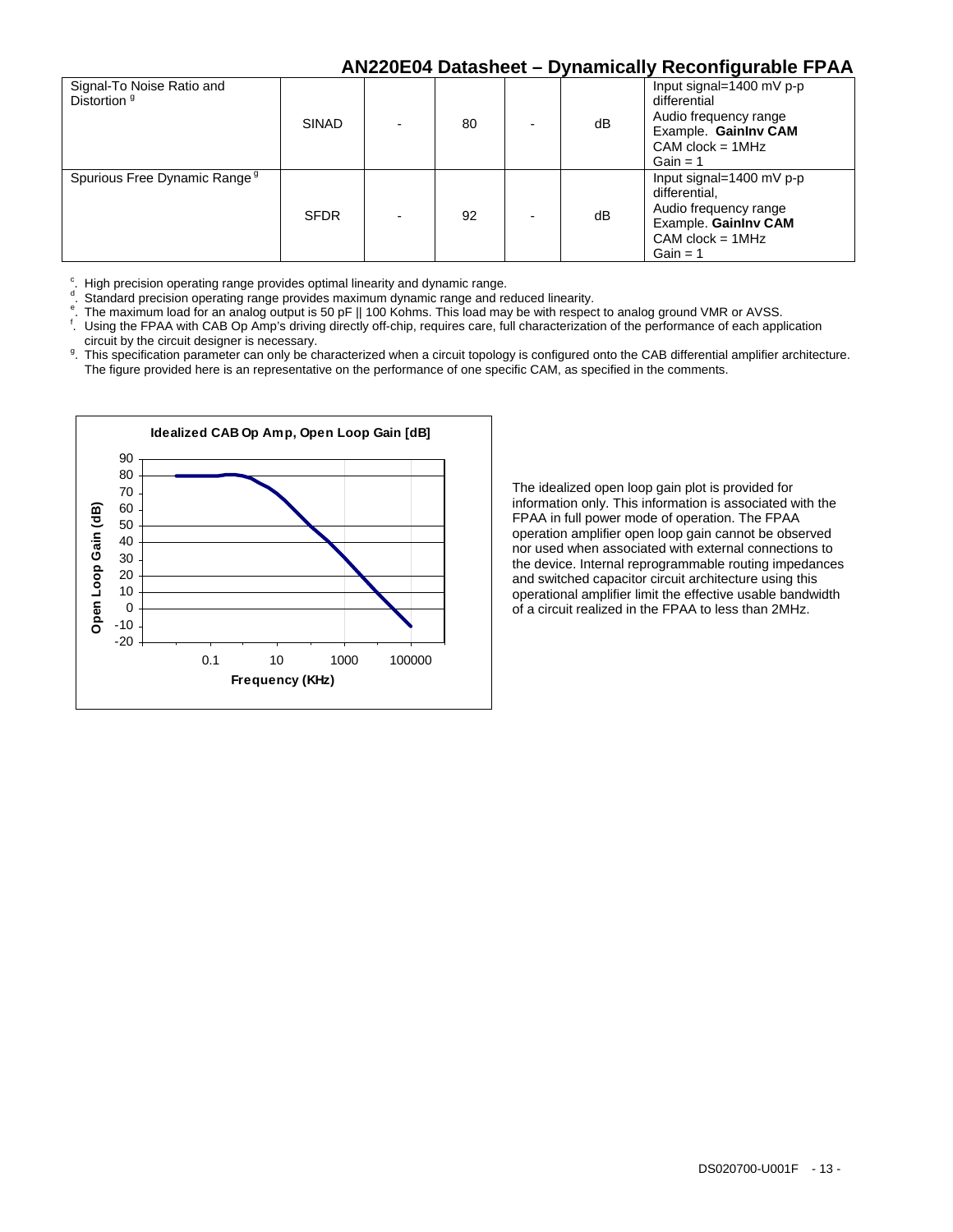| Signal-To Noise Ratio and Distortion [g] | SINAD | - | 80 | - | dB | Input signal=1400 mV p-p differential<br>Audio frequency range<br>Example. **GainInv CAM**<br>CAM clock = 1MHz<br>Gain = 1 |
|---|---|---|---|---|---|---|
| Spurious Free Dynamic Range [g] | SFDR | - | 92 | - | dB | Input signal=1400 mV p-p differential,<br>Audio frequency range<br>Example. **GainInv CAM**<br>CAM clock = 1MHz<br>Gain = 1 |

[c]. High precision operating range provides optimal linearity and dynamic range.
[d]. Standard precision operating range provides maximum dynamic range and reduced linearity.
[e]. The maximum load for an analog output is 50 pF || 100 Kohms. This load may be with respect to analog ground VMR or AVSS.
[f]. Using the FPAA with CAB Op Amp's driving directly off-chip, requires care, full characterization of the performance of each application circuit by the circuit designer is necessary.
[g]. This specification parameter can only be characterized when a circuit topology is configured onto the CAB differential amplifier architecture. The figure provided here is an representative on the performance of one specific CAM, as specified in the comments.

**Idealized CAB Op Amp, Open Loop Gain [dB]**

The idealized open loop gain plot is provided for information only. This information is associated with the FPAA in full power mode of operation. The FPAA operation amplifier open loop gain cannot be observed nor used when associated with external connections to the device. Internal reprogrammable routing impedances and switched capacitor circuit architecture using this operational amplifier limit the effective usable bandwidth of a circuit realized in the FPAA to less than 2MHz.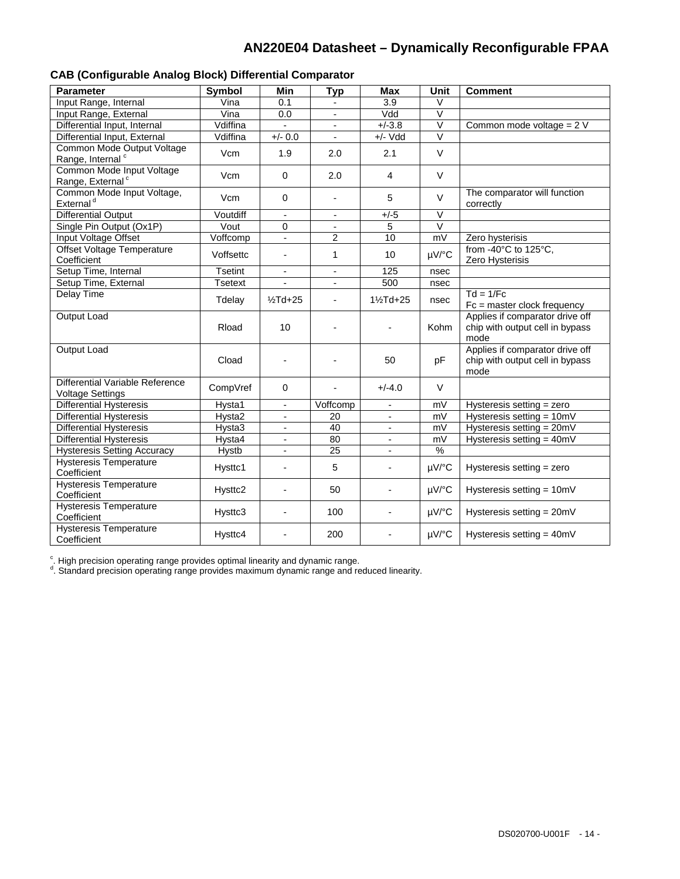## CAB (Configurable Analog Block) Differential Comparator

| Parameter | Symbol | Min | Typ | Max | Unit | Comment |
|---|---|---|---|---|---|---|
| Input Range, Internal | Vina | 0.1 | - | 3.9 | V | |
| Input Range, External | Vina | 0.0 | - | Vdd | V | |
| Differential Input, Internal | Vdiffina | - | - | +/-3.8 | V | Common mode voltage = 2 V |
| Differential Input, External | Vdiffina | +/- 0.0 | - | +/- Vdd | V | |
| Common Mode Output Voltage Range, Internal [c] | Vcm | 1.9 | 2.0 | 2.1 | V | |
| Common Mode Input Voltage Range, External [c] | Vcm | 0 | 2.0 | 4 | V | |
| Common Mode Input Voltage, External [d] | Vcm | 0 | - | 5 | V | The comparator will function correctly |
| Differential Output | Voutdiff | - | - | +/-5 | V | |
| Single Pin Output (Ox1P) | Vout | 0 | - | 5 | V | |
| Input Voltage Offset | Voffcomp | - | 2 | 10 | mV | Zero hysterisis |
| Offset Voltage Temperature Coefficient | Voffsettc | - | 1 | 10 | µV/°C | from -40°C to 125°C, Zero Hysterisis |
| Setup Time, Internal | Tsetint | - | - | 125 | nsec | |
| Setup Time, External | Tsetext | - | - | 500 | nsec | |
| Delay Time | Tdelay | ½Td+25 | - | 1½Td+25 | nsec | Td = 1/Fc<br>Fc = master clock frequency |
| Output Load | Rload | 10 | - | - | Kohm | Applies if comparator drive off chip with output cell in bypass mode |
| Output Load | Cload | - | - | 50 | pF | Applies if comparator drive off chip with output cell in bypass mode |
| Differential Variable Reference Voltage Settings | CompVref | 0 | - | +/-4.0 | V | |
| Differential Hysteresis | Hysta1 | - | Voffcomp | - | mV | Hysteresis setting = zero |
| Differential Hysteresis | Hysta2 | - | 20 | - | mV | Hysteresis setting = 10mV |
| Differential Hysteresis | Hysta3 | - | 40 | - | mV | Hysteresis setting = 20mV |
| Differential Hysteresis | Hysta4 | - | 80 | - | mV | Hysteresis setting = 40mV |
| Hysteresis Setting Accuracy | Hystb | - | 25 | - | % | |
| Hysteresis Temperature Coefficient | Hysttc1 | - | 5 | - | µV/°C | Hysteresis setting = zero |
| Hysteresis Temperature Coefficient | Hysttc2 | - | 50 | - | µV/°C | Hysteresis setting = 10mV |
| Hysteresis Temperature Coefficient | Hysttc3 | - | 100 | - | µV/°C | Hysteresis setting = 20mV |
| Hysteresis Temperature Coefficient | Hysttc4 | - | 200 | - | µV/°C | Hysteresis setting = 40mV |

[c]. High precision operating range provides optimal linearity and dynamic range.
[d]. Standard precision operating range provides maximum dynamic range and reduced linearity.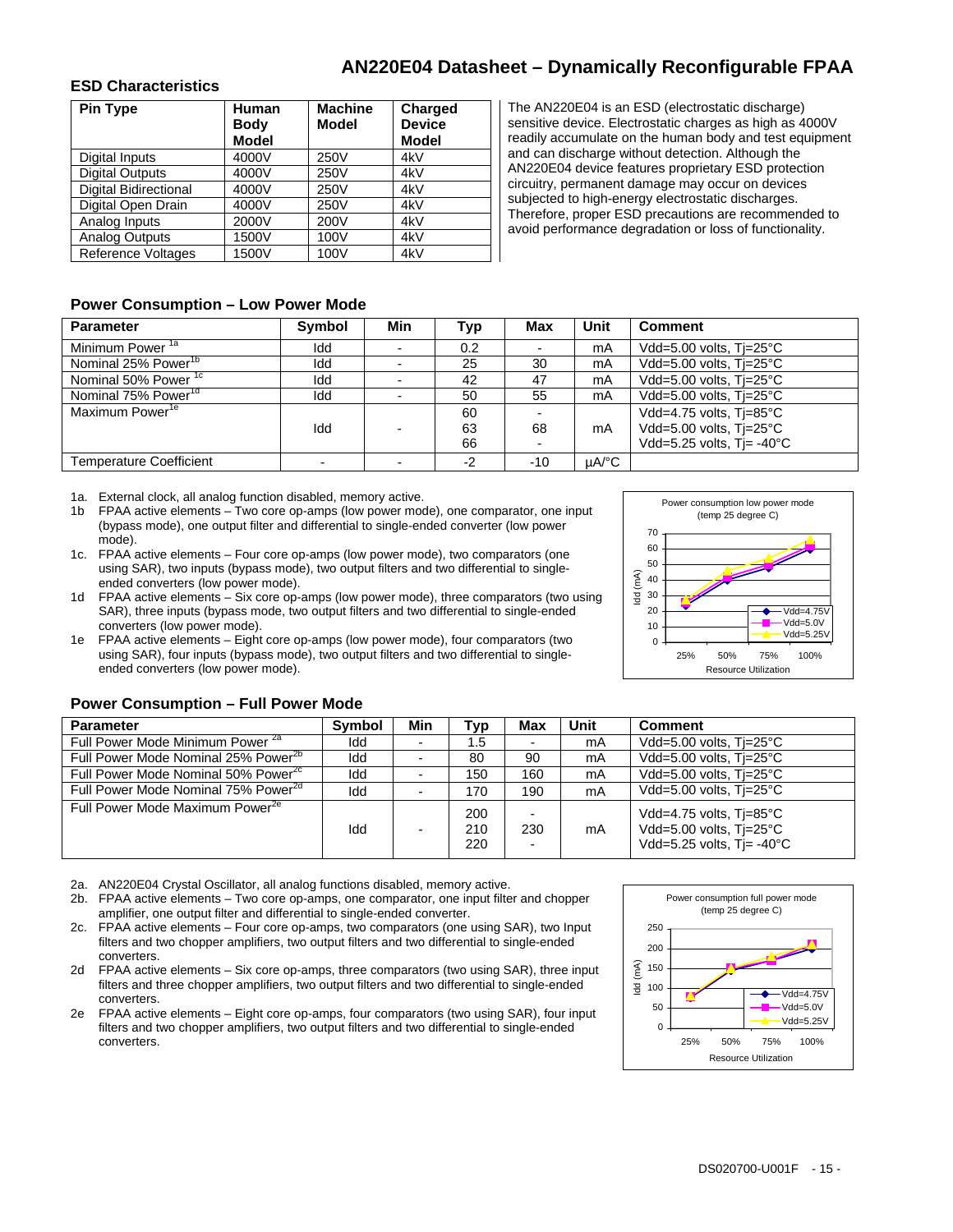## ESD Characteristics

| Pin Type | Human Body Model | Machine Model | Charged Device Model |
|---|---|---|---|
| Digital Inputs | 4000V | 250V | 4kV |
| Digital Outputs | 4000V | 250V | 4kV |
| Digital Bidirectional | 4000V | 250V | 4kV |
| Digital Open Drain | 4000V | 250V | 4kV |
| Analog Inputs | 2000V | 200V | 4kV |
| Analog Outputs | 1500V | 100V | 4kV |
| Reference Voltages | 1500V | 100V | 4kV |

The AN220E04 is an ESD (electrostatic discharge) sensitive device. Electrostatic charges as high as 4000V readily accumulate on the human body and test equipment and can discharge without detection. Although the AN220E04 device features proprietary ESD protection circuitry, permanent damage may occur on devices subjected to high-energy electrostatic discharges. Therefore, proper ESD precautions are recommended to avoid performance degradation or loss of functionality.

## Power Consumption – Low Power Mode

| Parameter | Symbol | Min | Typ | Max | Unit | Comment |
|---|---|---|---|---|---|---|
| Minimum Power [1a] | Idd | - | 0.2 | - | mA | Vdd=5.00 volts, Tj=25°C |
| Nominal 25% Power[1b] | Idd | - | 25 | 30 | mA | Vdd=5.00 volts, Tj=25°C |
| Nominal 50% Power [1c] | Idd | - | 42 | 47 | mA | Vdd=5.00 volts, Tj=25°C |
| Nominal 75% Power[1d] | Idd | - | 50 | 55 | mA | Vdd=5.00 volts, Tj=25°C |
| Maximum Power[1e] | Idd | - | 60<br>63<br>66 | -<br>68<br>- | mA | Vdd=4.75 volts, Tj=85°C<br>Vdd=5.00 volts, Tj=25°C<br>Vdd=5.25 volts, Tj= -40°C |
| Temperature Coefficient | - | - | -2 | -10 | µA/°C | |

1a. External clock, all analog function disabled, memory active.
1b FPAA active elements – Two core op-amps (low power mode), one comparator, one input (bypass mode), one output filter and differential to single-ended converter (low power mode).
1c. FPAA active elements – Four core op-amps (low power mode), two comparators (one using SAR), two inputs (bypass mode), two output filters and two differential to single-ended converters (low power mode).
1d FPAA active elements – Six core op-amps (low power mode), three comparators (two using SAR), three inputs (bypass mode, two output filters and two differential to single-ended converters (low power mode).
1e FPAA active elements – Eight core op-amps (low power mode), four comparators (two using SAR), four inputs (bypass mode), two output filters and two differential to single-ended converters (low power mode).

## Power Consumption – Full Power Mode

| Parameter | Symbol | Min | Typ | Max | Unit | Comment |
|---|---|---|---|---|---|---|
| Full Power Mode Minimum Power [2a] | Idd | - | 1.5 | - | mA | Vdd=5.00 volts, Tj=25°C |
| Full Power Mode Nominal 25% Power[2b] | Idd | - | 80 | 90 | mA | Vdd=5.00 volts, Tj=25°C |
| Full Power Mode Nominal 50% Power[2c] | Idd | - | 150 | 160 | mA | Vdd=5.00 volts, Tj=25°C |
| Full Power Mode Nominal 75% Power[2d] | Idd | - | 170 | 190 | mA | Vdd=5.00 volts, Tj=25°C |
| Full Power Mode Maximum Power[2e] | Idd | - | 200<br>210<br>220 | -<br>230<br>- | mA | Vdd=4.75 volts, Tj=85°C<br>Vdd=5.00 volts, Tj=25°C<br>Vdd=5.25 volts, Tj= -40°C |

2a. AN220E04 Crystal Oscillator, all analog functions disabled, memory active.
2b. FPAA active elements – Two core op-amps, one comparator, one input filter and chopper amplifier, one output filter and differential to single-ended converter.
2c. FPAA active elements – Four core op-amps, two comparators (one using SAR), two Input filters and two chopper amplifiers, two output filters and two differential to single-ended converters.
2d FPAA active elements – Six core op-amps, three comparators (two using SAR), three input filters and three chopper amplifiers, two output filters and two differential to single-ended converters.
2e FPAA active elements – Eight core op-amps, four comparators (two using SAR), four input filters and two chopper amplifiers, two output filters and two differential to single-ended converters.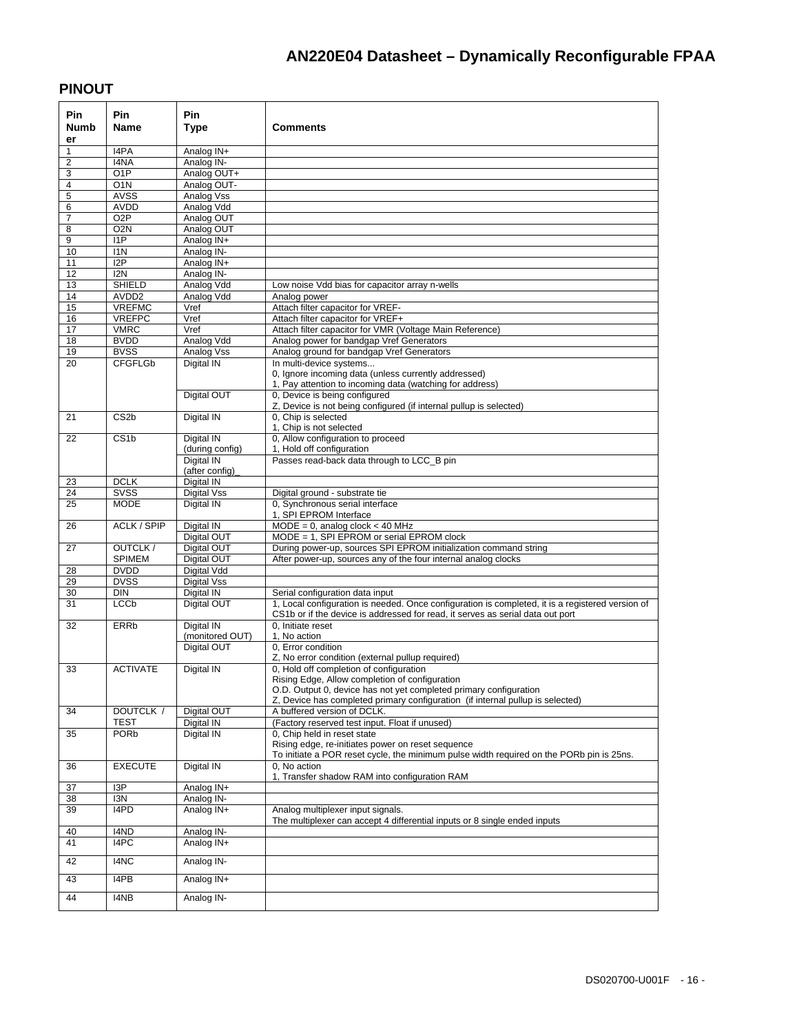## PINOUT

| Pin Number | Pin Name | Pin Type | Comments |
|---|---|---|---|
| 1 | I4PA | Analog IN+ | |
| 2 | I4NA | Analog IN- | |
| 3 | O1P | Analog OUT+ | |
| 4 | O1N | Analog OUT- | |
| 5 | AVSS | Analog Vss | |
| 6 | AVDD | Analog Vdd | |
| 7 | O2P | Analog OUT | |
| 8 | O2N | Analog OUT | |
| 9 | I1P | Analog IN+ | |
| 10 | I1N | Analog IN- | |
| 11 | I2P | Analog IN+ | |
| 12 | I2N | Analog IN- | |
| 13 | SHIELD | Analog Vdd | Low noise Vdd bias for capacitor array n-wells |
| 14 | AVDD2 | Analog Vdd | Analog power |
| 15 | VREFMC | Vref | Attach filter capacitor for VREF- |
| 16 | VREFPC | Vref | Attach filter capacitor for VREF+ |
| 17 | VMRC | Vref | Attach filter capacitor for VMR (Voltage Main Reference) |
| 18 | BVDD | Analog Vdd | Analog power for bandgap Vref Generators |
| 19 | BVSS | Analog Vss | Analog ground for bandgap Vref Generators |
| 20 | CFGFLGb | Digital IN | In multi-device systems...<br>0, Ignore incoming data (unless currently addressed)<br>1, Pay attention to incoming data (watching for address) |
| | | Digital OUT | 0, Device is being configured<br>Z, Device is not being configured (if internal pullup is selected) |
| 21 | CS2b | Digital IN | 0, Chip is selected<br>1, Chip is not selected |
| 22 | CS1b | Digital IN (during config) | 0, Allow configuration to proceed<br>1, Hold off configuration |
| | | Digital IN (after config)_ | Passes read-back data through to LCC_B pin |
| 23 | DCLK | Digital IN | |
| 24 | SVSS | Digital Vss | Digital ground - substrate tie |
| 25 | MODE | Digital IN | 0, Synchronous serial interface<br>1, SPI EPROM Interface |
| 26 | ACLK / SPIP | Digital IN | MODE = 0, analog clock < 40 MHz |
| | | Digital OUT | MODE = 1, SPI EPROM or serial EPROM clock |
| 27 | OUTCLK / SPIMEM | Digital OUT | During power-up, sources SPI EPROM initialization command string |
| | | Digital OUT | After power-up, sources any of the four internal analog clocks |
| 28 | DVDD | Digital Vdd | |
| 29 | DVSS | Digital Vss | |
| 30 | DIN | Digital IN | Serial configuration data input |
| 31 | LCCb | Digital OUT | 1, Local configuration is needed. Once configuration is completed, it is a registered version of CS1b or if the device is addressed for read, it serves as serial data out port |
| 32 | ERRb | Digital IN (monitored OUT) | 0, Initiate reset<br>1, No action |
| | | Digital OUT | 0, Error condition<br>Z, No error condition (external pullup required) |
| 33 | ACTIVATE | Digital IN | 0, Hold off completion of configuration<br>Rising Edge, Allow completion of configuration<br>O.D. Output 0, device has not yet completed primary configuration<br>Z, Device has completed primary configuration (if internal pullup is selected) |
| 34 | DOUTCLK / TEST | Digital OUT | A buffered version of DCLK. |
| | | Digital IN | (Factory reserved test input. Float if unused) |
| 35 | PORb | Digital IN | 0, Chip held in reset state<br>Rising edge, re-initiates power on reset sequence<br>To initiate a POR reset cycle, the minimum pulse width required on the PORb pin is 25ns. |
| 36 | EXECUTE | Digital IN | 0, No action<br>1, Transfer shadow RAM into configuration RAM |
| 37 | I3P | Analog IN+ | |
| 38 | I3N | Analog IN- | |
| 39 | I4PD | Analog IN+ | Analog multiplexer input signals.<br>The multiplexer can accept 4 differential inputs or 8 single ended inputs |
| 40 | I4ND | Analog IN- | |
| 41 | I4PC | Analog IN+ | |
| 42 | I4NC | Analog IN- | |
| 43 | I4PB | Analog IN+ | |
| 44 | I4NB | Analog IN- | |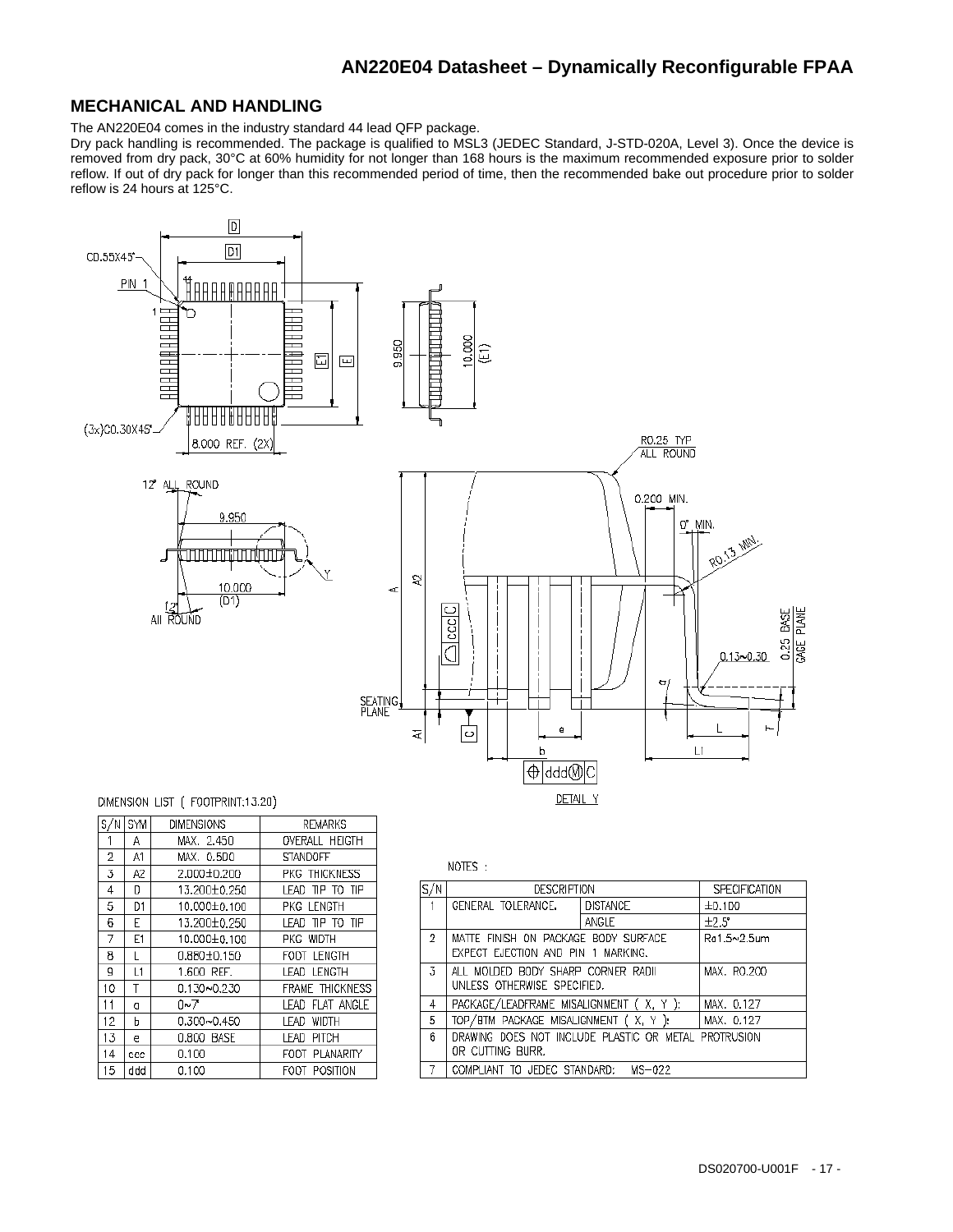## MECHANICAL AND HANDLING

The AN220E04 comes in the industry standard 44 lead QFP package.

Dry pack handling is recommended. The package is qualified to MSL3 (JEDEC Standard, J-STD-020A, Level 3). Once the device is removed from dry pack, 30°C at 60% humidity for not longer than 168 hours is the maximum recommended exposure prior to solder reflow. If out of dry pack for longer than this recommended period of time, then the recommended bake out procedure prior to solder reflow is 24 hours at 125°C.

DIMENSION LIST ( FOOTPRINT:13.20)

| S/N | SYM | DIMENSIONS | REMARKS |
|---|---|---|---|
| 1 | A | MAX. 2.450 | OVERALL HEIGTH |
| 2 | A1 | MAX. 0.500 | STANDOFF |
| 3 | A2 | 2.000±0.200 | PKG THICKNESS |
| 4 | D | 13.200±0.250 | LEAD TIP TO TIP |
| 5 | D1 | 10.000±0.100 | PKG LENGTH |
| 6 | E | 13.200±0.250 | LEAD TIP TO TIP |
| 7 | E1 | 10.000±0.100 | PKG WIDTH |
| 8 | L | 0.880±0.150 | FOOT LENGTH |
| 9 | L1 | 1.600 REF. | LEAD LENGTH |
| 10 | T | 0.130~0.230 | FRAME THICKNESS |
| 11 | a | 0~7° | LEAD FLAT ANGLE |
| 12 | b | 0.300~0.450 | LEAD WIDTH |
| 13 | e | 0.800 BASE | LEAD PITCH |
| 14 | ccc | 0.100 | FOOT PLANARITY |
| 15 | ddd | 0.100 | FOOT POSITION |

NOTES :

| S/N | DESCRIPTION | | SPECIFICATION |
|---|---|---|---|
| 1 | GENERAL TOLERANCE. | DISTANCE | ±0.100 |
| | | ANGLE | ±2.5° |
| 2 | MATTE FINISH ON PACKAGE BODY SURFACE EXCEPT EJECTION AND PIN 1 MARKING. | | Ra1.5~2.5um |
| 3 | ALL MOLDED BODY SHARP CORNER RADII UNLESS OTHERWISE SPECIFIED. | | MAX. R0.200 |
| 4 | PACKAGE/LEADFRAME MISALIGNMENT ( X, Y ): | | MAX. 0.127 |
| 5 | TOP/BTM PACKAGE MISALIGNMENT ( X, Y ): | | MAX. 0.127 |
| 6 | DRAWING DOES NOT INCLUDE PLASTIC OR METAL PROTRUSION OR CUTTING BURR. | | |
| 7 | COMPLIANT TO JEDEC STANDARD: MS-022 | | |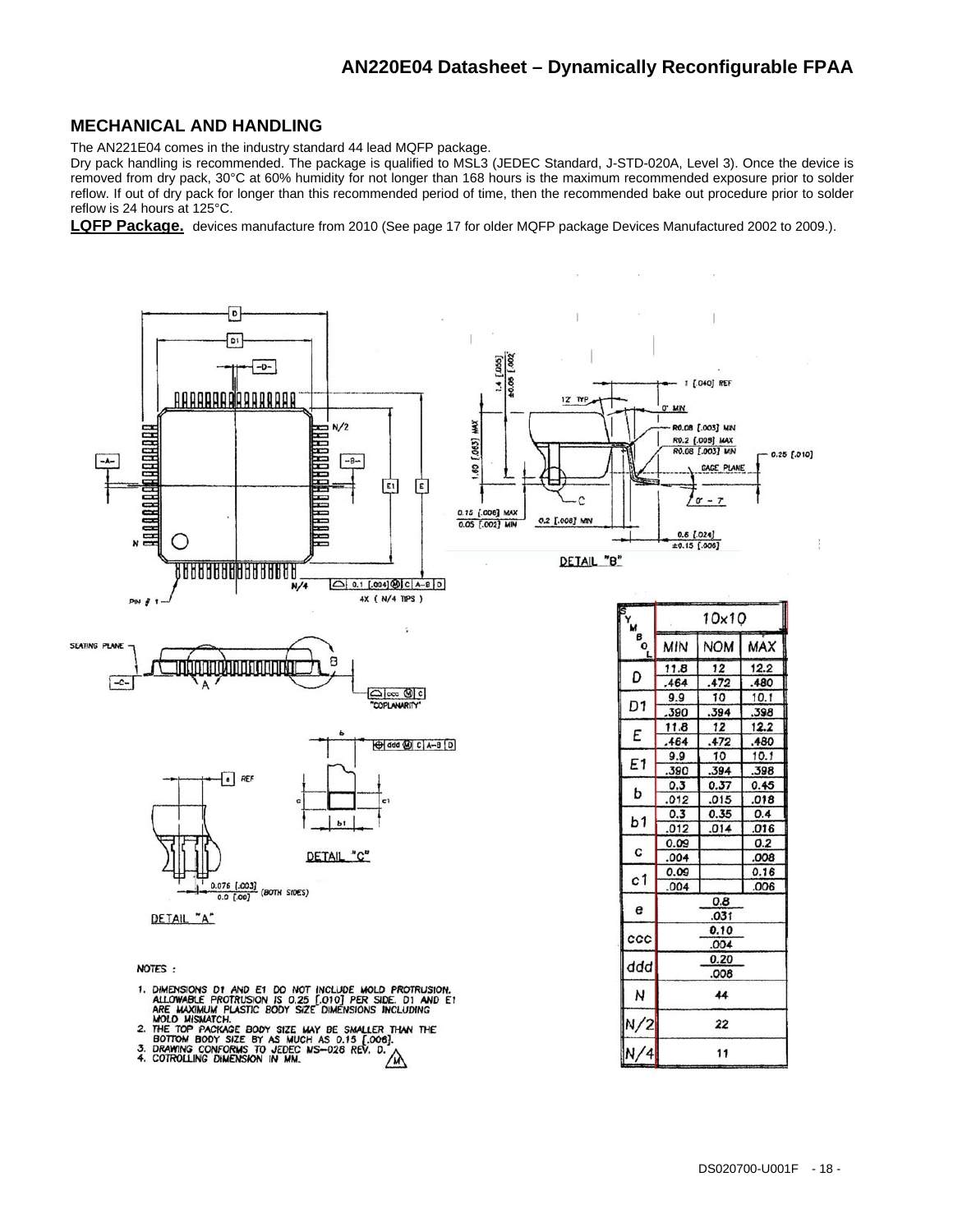## MECHANICAL AND HANDLING

The AN221E04 comes in the industry standard 44 lead MQFP package.

Dry pack handling is recommended. The package is qualified to MSL3 (JEDEC Standard, J-STD-020A, Level 3). Once the device is removed from dry pack, 30°C at 60% humidity for not longer than 168 hours is the maximum recommended exposure prior to solder reflow. If out of dry pack for longer than this recommended period of time, then the recommended bake out procedure prior to solder reflow is 24 hours at 125°C.

**LQFP Package.** devices manufacture from 2010 (See page 17 for older MQFP package Devices Manufactured 2002 to 2009.).

| SYMBOL | 10x10 MIN | 10x10 NOM | 10x10 MAX |
|---|---|---|---|
| D | 11.8 / .464 | 12 / .472 | 12.2 / .480 |
| D1 | 9.9 / .390 | 10 / .394 | 10.1 / .398 |
| E | 11.8 / .464 | 12 / .472 | 12.2 / .480 |
| E1 | 9.9 / .390 | 10 / .394 | 10.1 / .398 |
| b | 0.3 / .012 | 0.37 / .015 | 0.45 / .018 |
| b1 | 0.3 / .012 | 0.35 / .014 | 0.4 / .016 |
| c | 0.09 / .004 | | 0.2 / .008 |
| c1 | 0.09 / .004 | | 0.16 / .006 |
| e | | 0.8 / .031 | |
| ccc | | 0.10 / .004 | |
| ddd | | 0.20 / .008 | |
| N | | 44 | |
| N/2 | | 22 | |
| N/4 | | 11 | |

NOTES :

1. DIMENSIONS D1 AND E1 DO NOT INCLUDE MOLD PROTRUSION. ALLOWABLE PROTRUSION IS 0.25 [.010] PER SIDE. D1 AND E1 ARE MAXIMUM PLASTIC BODY SIZE DIMENSIONS INCLUDING MOLD MISMATCH.
2. THE TOP PACKAGE BODY SIZE MAY BE SMALLER THAN THE BOTTOM BODY SIZE BY AS MUCH AS 0.15 [.006].
3. DRAWING CONFORMS TO JEDEC MS-026 REV. D.
4. COTROLLING DIMENSION IN MM.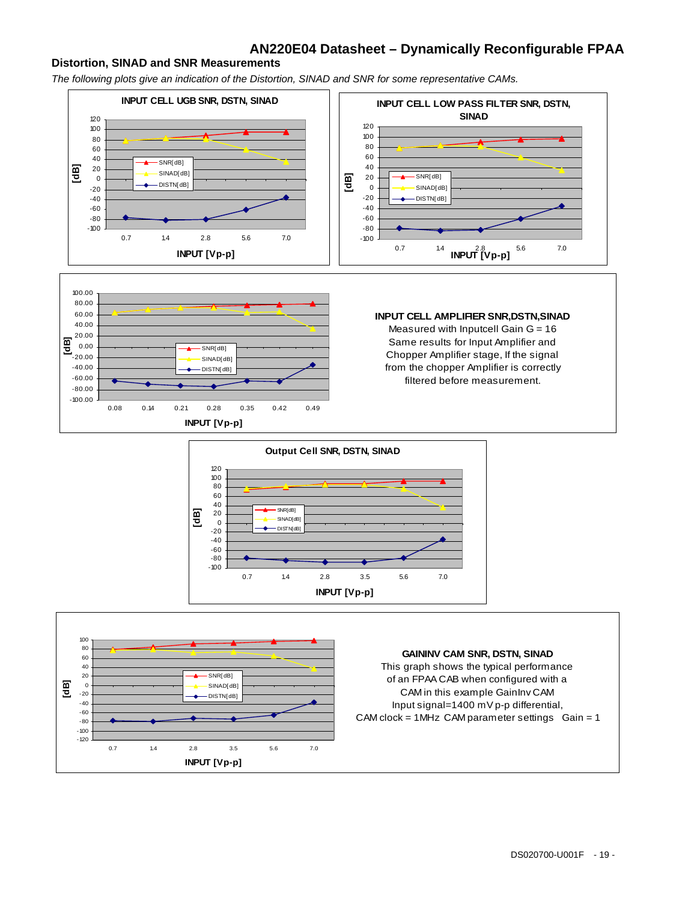## Distortion, SINAD and SNR Measurements

*The following plots give an indication of the Distortion, SINAD and SNR for some representative CAMs.*

**INPUT CELL UGB SNR, DSTN, SINAD**

[dB] vs. INPUT [Vp-p] (0.7, 1.4, 2.8, 5.6, 7.0); legend: SNR[dB], SINAD[dB], DISTN[dB]

**INPUT CELL LOW PASS FILTER SNR, DSTN, SINAD**

[dB] vs. INPUT [Vp-p] (0.7, 1.4, 2.8, 5.6, 7.0); legend: SNR[dB], SINAD[dB], DISTN[dB]

**INPUT CELL AMPLIFIER SNR,DSTN,SINAD**

[dB] vs. INPUT [Vp-p] (0.08, 0.14, 0.21, 0.28, 0.35, 0.42, 0.49); legend: SNR[dB], SINAD[dB], DISTN[dB]

Measured with Inputcell Gain G = 16
Same results for Input Amplifier and Chopper Amplifier stage, If the signal from the chopper Amplifier is correctly filtered before measurement.

**Output Cell SNR, DSTN, SINAD**

[dB] vs. INPUT [Vp-p] (0.7, 1.4, 2.8, 3.5, 5.6, 7.0); legend: SNR[dB], SINAD[dB], DISTN[dB]

**GAININV CAM SNR, DSTN, SINAD**

[dB] vs. INPUT [Vp-p] (0.7, 1.4, 2.8, 3.5, 5.6, 7.0); legend: SNR[dB], SINAD[dB], DISTN[dB]

This graph shows the typical performance of an FPAA CAB when configured with a CAM in this example GainInv CAM
Input signal=1400 mV p-p differential,
CAM clock = 1MHz CAM parameter settings Gain = 1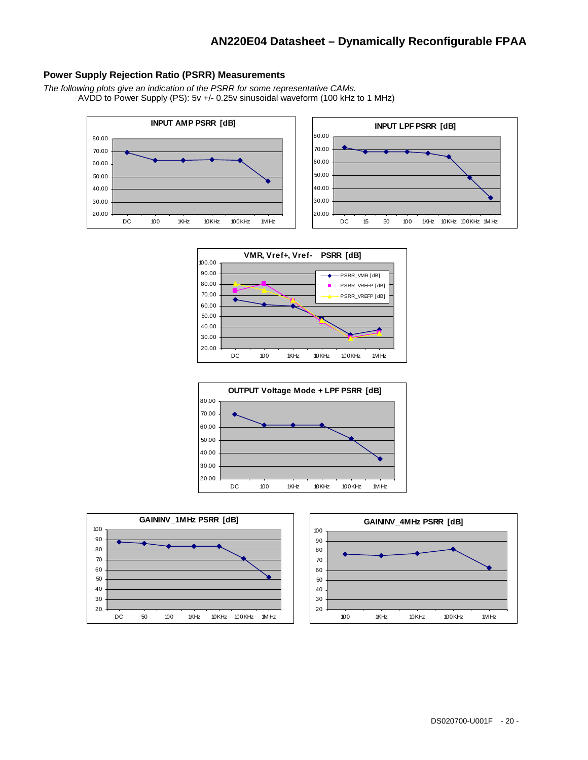## Power Supply Rejection Ratio (PSRR) Measurements

*The following plots give an indication of the PSRR for some representative CAMs.*

AVDD to Power Supply (PS): 5v +/- 0.25v sinusoidal waveform (100 kHz to 1 MHz)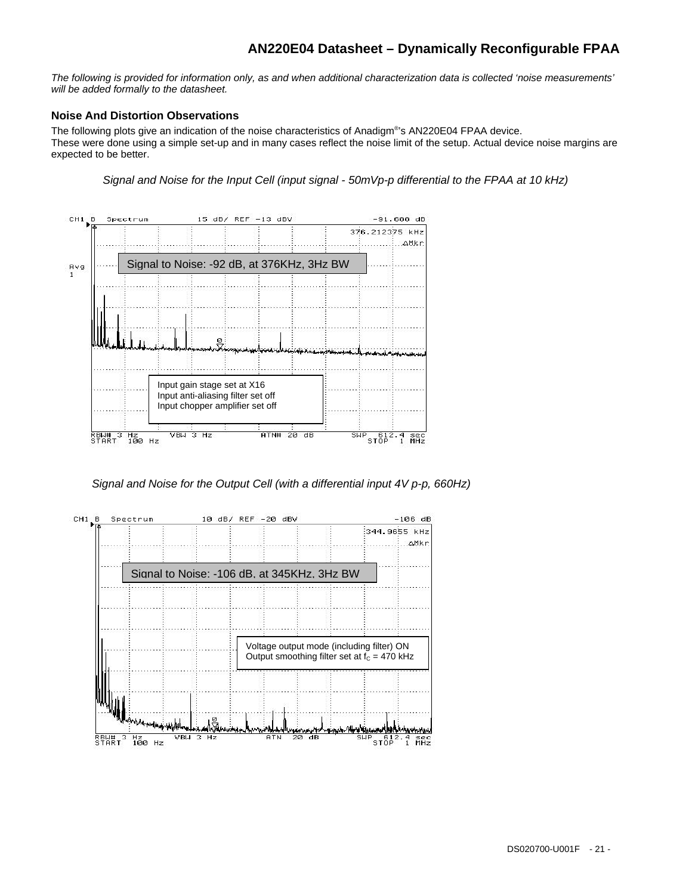*The following is provided for information only, as and when additional characterization data is collected 'noise measurements' will be added formally to the datasheet.*

### Noise And Distortion Observations

The following plots give an indication of the noise characteristics of Anadigm®'s AN220E04 FPAA device.
These were done using a simple set-up and in many cases reflect the noise limit of the setup. Actual device noise margins are expected to be better.

*Signal and Noise for the Input Cell (input signal - 50mVp-p differential to the FPAA at 10 kHz)*

CH1 B Spectrum 15 dB/ REF -13 dBV -91.600 dB
376.212375 kHz
ΔMkr
Avg 1

Signal to Noise: -92 dB, at 376KHz, 3Hz BW

Input gain stage set at X16
Input anti-aliasing filter set off
Input chopper amplifier set off

RBW# 3 Hz VBW 3 Hz ATN# 20 dB SWP 612.4 sec
START 100 Hz STOP 1 MHz

*Signal and Noise for the Output Cell (with a differential input 4V p-p, 660Hz)*

CH1 B Spectrum 10 dB/ REF -20 dBV -106 dB
344.9655 kHz
ΔMkr

Signal to Noise: -106 dB, at 345KHz, 3Hz BW

Voltage output mode (including filter) ON
Output smoothing filter set at $f_c$ = 470 kHz

RBW# 3 Hz VBW 3 Hz ATN 20 dB SWP 612.4 sec
START 100 Hz STOP 1 MHz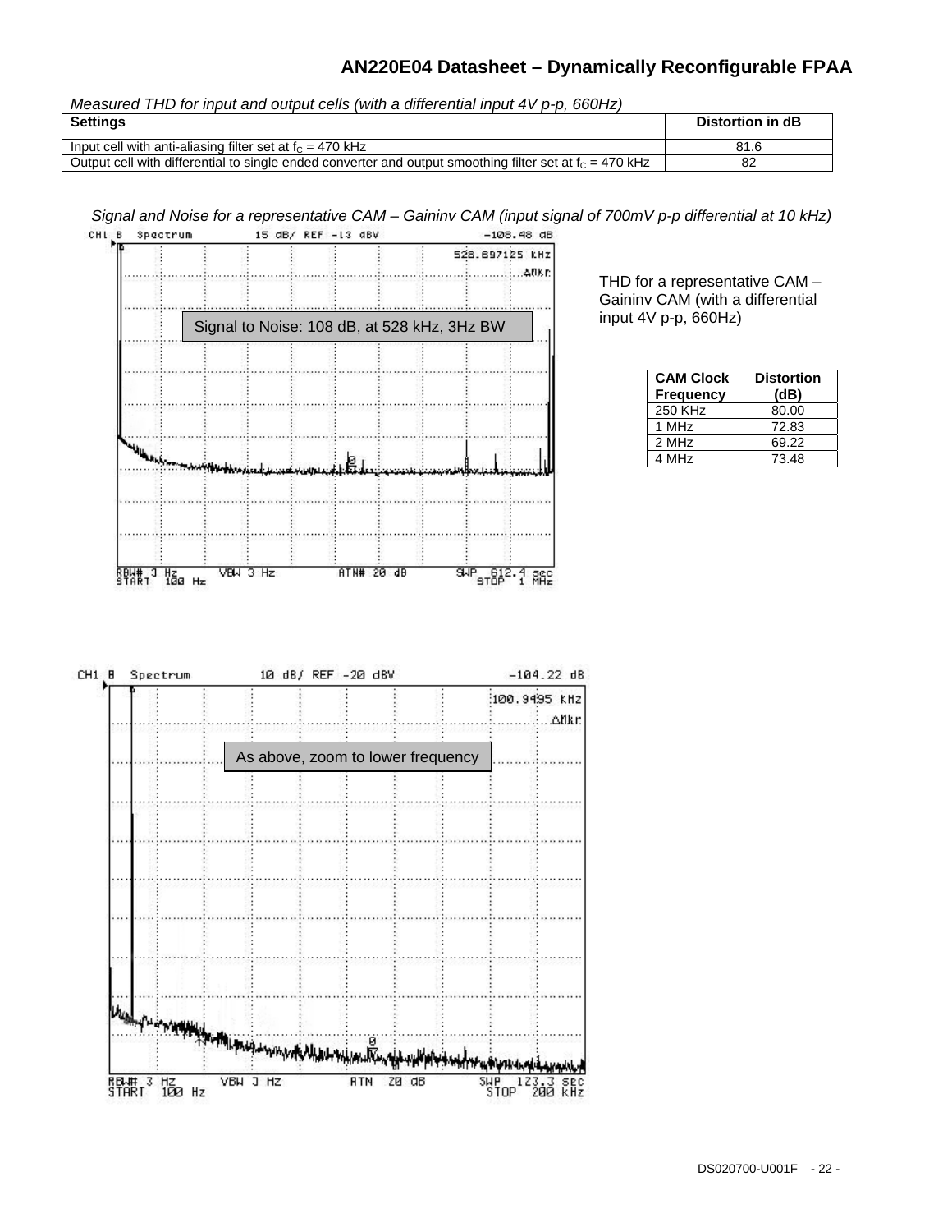*Measured THD for input and output cells (with a differential input 4V p-p, 660Hz)*

| Settings | Distortion in dB |
|---|---|
| Input cell with anti-aliasing filter set at $f_C$ = 470 kHz | 81.6 |
| Output cell with differential to single ended converter and output smoothing filter set at $f_C$ = 470 kHz | 82 |

*Signal and Noise for a representative CAM – Gaininv CAM (input signal of 700mV p-p differential at 10 kHz)*

CH1 B Spectrum 15 dB/ REF -13 dBV -108.48 dB

528.897125 kHz

ΔMkr

Signal to Noise: 108 dB, at 528 kHz, 3Hz BW

RBW# 3 Hz VBW 3 Hz ATN# 20 dB SWP 612.4 sec

START 100 Hz STOP 1 MHz

THD for a representative CAM – Gaininv CAM (with a differential input 4V p-p, 660Hz)

| CAM Clock Frequency | Distortion (dB) |
|---|---|
| 250 KHz | 80.00 |
| 1 MHz | 72.83 |
| 2 MHz | 69.22 |
| 4 MHz | 73.48 |

CH1 B Spectrum 10 dB/ REF -20 dBV -104.22 dB

100.9495 kHz

ΔMkr

As above, zoom to lower frequency

RBW# 3 Hz VBW 3 Hz ATN 20 dB SWP 123.3 sec

START 100 Hz STOP 200 kHz